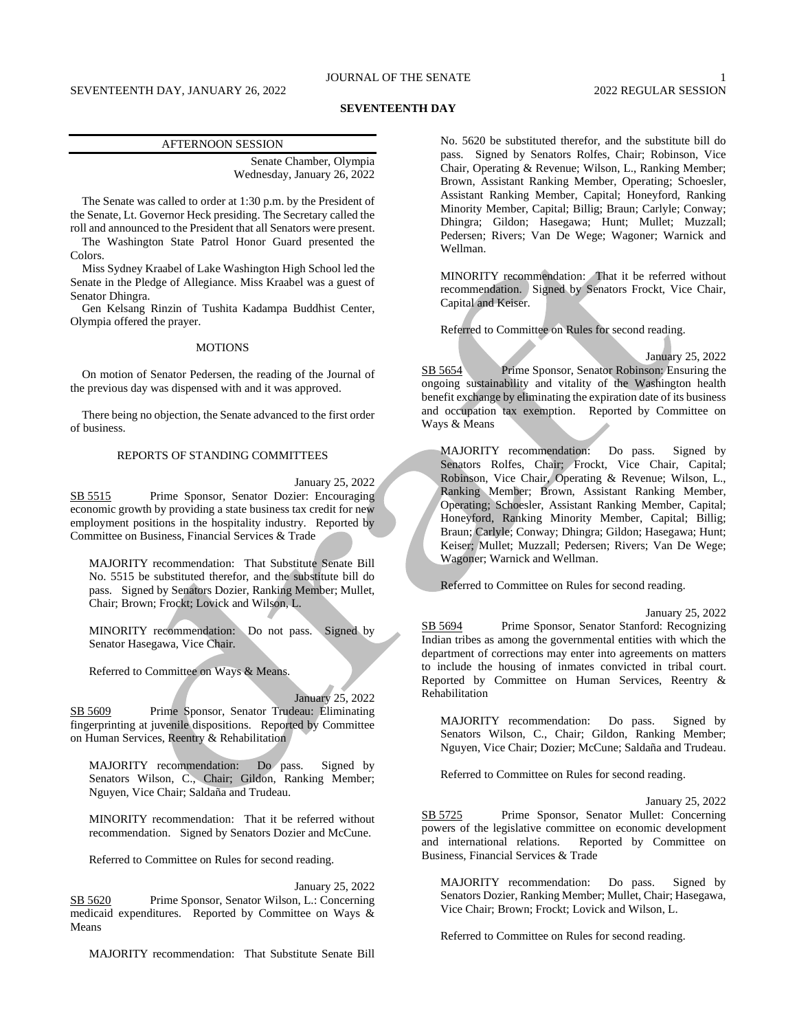## SEVENTEENTH DAY

### AFTERNOON SESSION

Senate Chamber, Olympia
Wednesday, January 26, 2022

The Senate was called to order at 1:30 p.m. by the President of the Senate, Lt. Governor Heck presiding. The Secretary called the roll and announced to the President that all Senators were present.

The Washington State Patrol Honor Guard presented the Colors.

Miss Sydney Kraabel of Lake Washington High School led the Senate in the Pledge of Allegiance. Miss Kraabel was a guest of Senator Dhingra.

Gen Kelsang Rinzin of Tushita Kadampa Buddhist Center, Olympia offered the prayer.

#### MOTIONS

On motion of Senator Pedersen, the reading of the Journal of the previous day was dispensed with and it was approved.

There being no objection, the Senate advanced to the first order of business.

#### REPORTS OF STANDING COMMITTEES

January 25, 2022

SB 5515 Prime Sponsor, Senator Dozier: Encouraging economic growth by providing a state business tax credit for new employment positions in the hospitality industry. Reported by Committee on Business, Financial Services & Trade

MAJORITY recommendation: That Substitute Senate Bill No. 5515 be substituted therefor, and the substitute bill do pass. Signed by Senators Dozier, Ranking Member; Mullet, Chair; Brown; Frockt; Lovick and Wilson, L.

MINORITY recommendation: Do not pass. Signed by Senator Hasegawa, Vice Chair.

Referred to Committee on Ways & Means.

January 25, 2022

SB 5609 Prime Sponsor, Senator Trudeau: Eliminating fingerprinting at juvenile dispositions. Reported by Committee on Human Services, Reentry & Rehabilitation

MAJORITY recommendation: Do pass. Signed by Senators Wilson, C., Chair; Gildon, Ranking Member; Nguyen, Vice Chair; Saldaña and Trudeau.

MINORITY recommendation: That it be referred without recommendation. Signed by Senators Dozier and McCune.

Referred to Committee on Rules for second reading.

January 25, 2022

SB 5620 Prime Sponsor, Senator Wilson, L.: Concerning medicaid expenditures. Reported by Committee on Ways & Means

MAJORITY recommendation: That Substitute Senate Bill No. 5620 be substituted therefor, and the substitute bill do pass. Signed by Senators Rolfes, Chair; Robinson, Vice Chair, Operating & Revenue; Wilson, L., Ranking Member; Brown, Assistant Ranking Member, Operating; Schoesler, Assistant Ranking Member, Capital; Honeyford, Ranking Minority Member, Capital; Billig; Braun; Carlyle; Conway; Dhingra; Gildon; Hasegawa; Hunt; Mullet; Muzzall; Pedersen; Rivers; Van De Wege; Wagoner; Warnick and Wellman.

MINORITY recommendation: That it be referred without recommendation. Signed by Senators Frockt, Vice Chair, Capital and Keiser.

Referred to Committee on Rules for second reading.

January 25, 2022

SB 5654 Prime Sponsor, Senator Robinson: Ensuring the ongoing sustainability and vitality of the Washington health benefit exchange by eliminating the expiration date of its business and occupation tax exemption. Reported by Committee on Ways & Means

MAJORITY recommendation: Do pass. Signed by Senators Rolfes, Chair; Frockt, Vice Chair, Capital; Robinson, Vice Chair, Operating & Revenue; Wilson, L., Ranking Member; Brown, Assistant Ranking Member, Operating; Schoesler, Assistant Ranking Member, Capital; Honeyford, Ranking Minority Member, Capital; Billig; Braun; Carlyle; Conway; Dhingra; Gildon; Hasegawa; Hunt; Keiser; Mullet; Muzzall; Pedersen; Rivers; Van De Wege; Wagoner; Warnick and Wellman.

Referred to Committee on Rules for second reading.

January 25, 2022

SB 5694 Prime Sponsor, Senator Stanford: Recognizing Indian tribes as among the governmental entities with which the department of corrections may enter into agreements on matters to include the housing of inmates convicted in tribal court. Reported by Committee on Human Services, Reentry & Rehabilitation

MAJORITY recommendation: Do pass. Signed by Senators Wilson, C., Chair; Gildon, Ranking Member; Nguyen, Vice Chair; Dozier; McCune; Saldaña and Trudeau.

Referred to Committee on Rules for second reading.

January 25, 2022

SB 5725 Prime Sponsor, Senator Mullet: Concerning powers of the legislative committee on economic development and international relations. Reported by Committee on Business, Financial Services & Trade

MAJORITY recommendation: Do pass. Signed by Senators Dozier, Ranking Member; Mullet, Chair; Hasegawa, Vice Chair; Brown; Frockt; Lovick and Wilson, L.

Referred to Committee on Rules for second reading.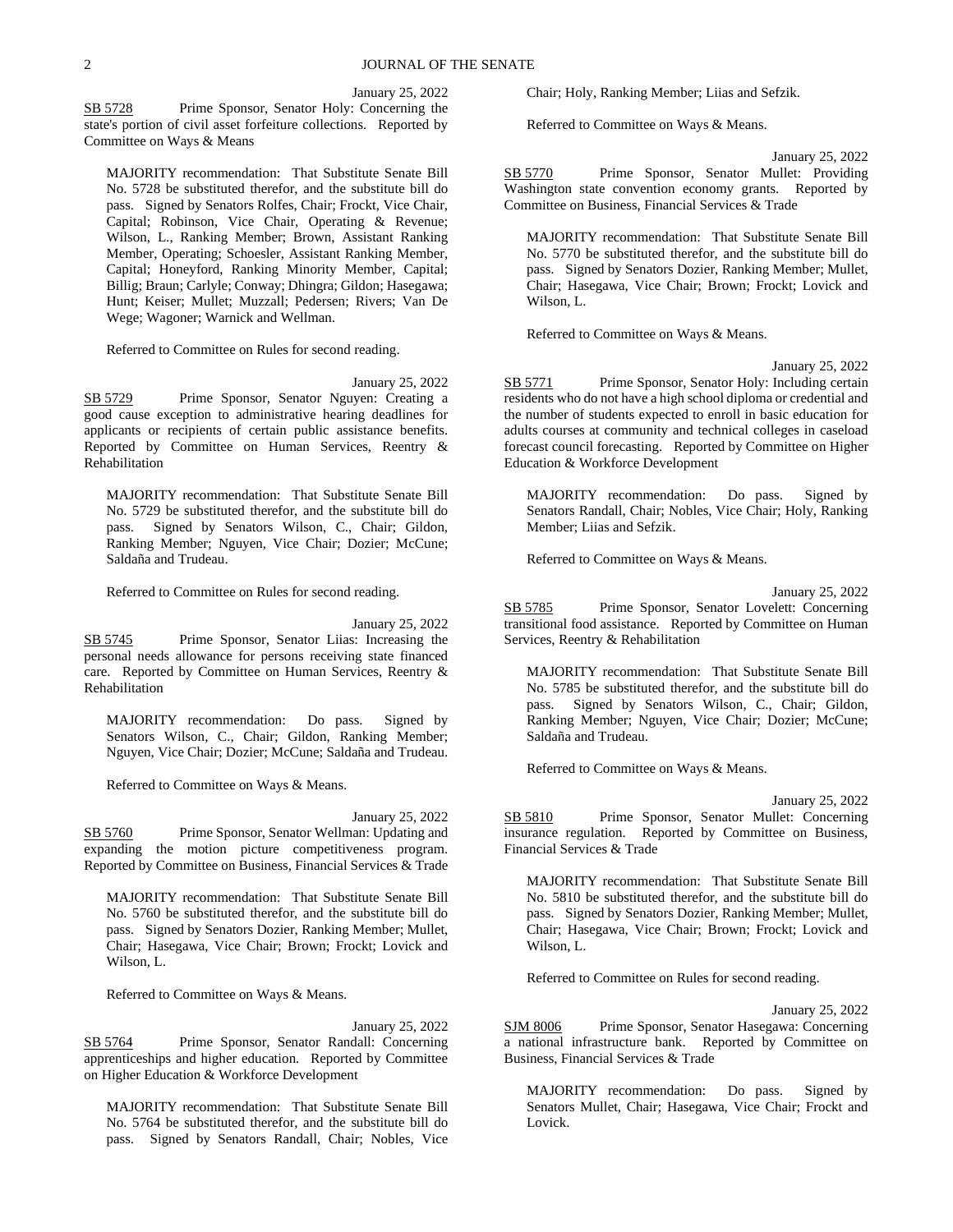January 25, 2022

SB 5728 Prime Sponsor, Senator Holy: Concerning the state's portion of civil asset forfeiture collections. Reported by Committee on Ways & Means

MAJORITY recommendation: That Substitute Senate Bill No. 5728 be substituted therefor, and the substitute bill do pass. Signed by Senators Rolfes, Chair; Frockt, Vice Chair, Capital; Robinson, Vice Chair, Operating & Revenue; Wilson, L., Ranking Member; Brown, Assistant Ranking Member, Operating; Schoesler, Assistant Ranking Member, Capital; Honeyford, Ranking Minority Member, Capital; Billig; Braun; Carlyle; Conway; Dhingra; Gildon; Hasegawa; Hunt; Keiser; Mullet; Muzzall; Pedersen; Rivers; Van De Wege; Wagoner; Warnick and Wellman.

Referred to Committee on Rules for second reading.

January 25, 2022

SB 5729 Prime Sponsor, Senator Nguyen: Creating a good cause exception to administrative hearing deadlines for applicants or recipients of certain public assistance benefits. Reported by Committee on Human Services, Reentry & Rehabilitation

MAJORITY recommendation: That Substitute Senate Bill No. 5729 be substituted therefor, and the substitute bill do pass. Signed by Senators Wilson, C., Chair; Gildon, Ranking Member; Nguyen, Vice Chair; Dozier; McCune; Saldaña and Trudeau.

Referred to Committee on Rules for second reading.

January 25, 2022

SB 5745 Prime Sponsor, Senator Liias: Increasing the personal needs allowance for persons receiving state financed care. Reported by Committee on Human Services, Reentry & Rehabilitation

MAJORITY recommendation: Do pass. Signed by Senators Wilson, C., Chair; Gildon, Ranking Member; Nguyen, Vice Chair; Dozier; McCune; Saldaña and Trudeau.

Referred to Committee on Ways & Means.

January 25, 2022

SB 5760 Prime Sponsor, Senator Wellman: Updating and expanding the motion picture competitiveness program. Reported by Committee on Business, Financial Services & Trade

MAJORITY recommendation: That Substitute Senate Bill No. 5760 be substituted therefor, and the substitute bill do pass. Signed by Senators Dozier, Ranking Member; Mullet, Chair; Hasegawa, Vice Chair; Brown; Frockt; Lovick and Wilson, L.

Referred to Committee on Ways & Means.

January 25, 2022

SB 5764 Prime Sponsor, Senator Randall: Concerning apprenticeships and higher education. Reported by Committee on Higher Education & Workforce Development

MAJORITY recommendation: That Substitute Senate Bill No. 5764 be substituted therefor, and the substitute bill do pass. Signed by Senators Randall, Chair; Nobles, Vice Chair; Holy, Ranking Member; Liias and Sefzik.

Referred to Committee on Ways & Means.

January 25, 2022

SB 5770 Prime Sponsor, Senator Mullet: Providing Washington state convention economy grants. Reported by Committee on Business, Financial Services & Trade

MAJORITY recommendation: That Substitute Senate Bill No. 5770 be substituted therefor, and the substitute bill do pass. Signed by Senators Dozier, Ranking Member; Mullet, Chair; Hasegawa, Vice Chair; Brown; Frockt; Lovick and Wilson, L.

Referred to Committee on Ways & Means.

January 25, 2022

SB 5771 Prime Sponsor, Senator Holy: Including certain residents who do not have a high school diploma or credential and the number of students expected to enroll in basic education for adults courses at community and technical colleges in caseload forecast council forecasting. Reported by Committee on Higher Education & Workforce Development

MAJORITY recommendation: Do pass. Signed by Senators Randall, Chair; Nobles, Vice Chair; Holy, Ranking Member; Liias and Sefzik.

Referred to Committee on Ways & Means.

January 25, 2022

SB 5785 Prime Sponsor, Senator Lovelett: Concerning transitional food assistance. Reported by Committee on Human Services, Reentry & Rehabilitation

MAJORITY recommendation: That Substitute Senate Bill No. 5785 be substituted therefor, and the substitute bill do pass. Signed by Senators Wilson, C., Chair; Gildon, Ranking Member; Nguyen, Vice Chair; Dozier; McCune; Saldaña and Trudeau.

Referred to Committee on Ways & Means.

January 25, 2022

SB 5810 Prime Sponsor, Senator Mullet: Concerning insurance regulation. Reported by Committee on Business, Financial Services & Trade

MAJORITY recommendation: That Substitute Senate Bill No. 5810 be substituted therefor, and the substitute bill do pass. Signed by Senators Dozier, Ranking Member; Mullet, Chair; Hasegawa, Vice Chair; Brown; Frockt; Lovick and Wilson, L.

Referred to Committee on Rules for second reading.

January 25, 2022

SJM 8006 Prime Sponsor, Senator Hasegawa: Concerning a national infrastructure bank. Reported by Committee on Business, Financial Services & Trade

MAJORITY recommendation: Do pass. Signed by Senators Mullet, Chair; Hasegawa, Vice Chair; Frockt and Lovick.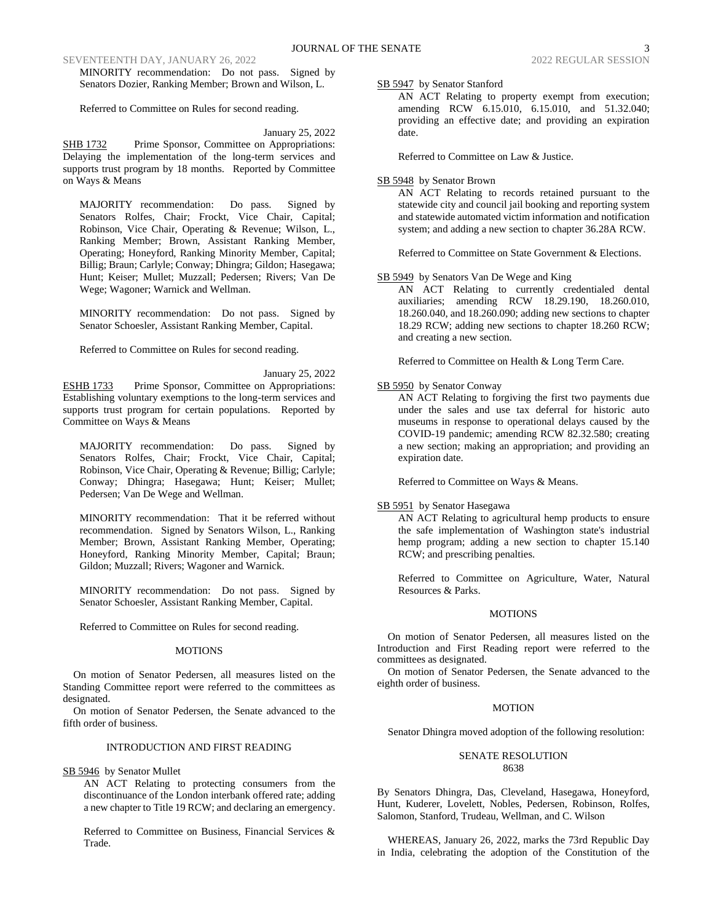MINORITY recommendation: Do not pass. Signed by Senators Dozier, Ranking Member; Brown and Wilson, L.

Referred to Committee on Rules for second reading.

January 25, 2022

SHB 1732 Prime Sponsor, Committee on Appropriations: Delaying the implementation of the long-term services and supports trust program by 18 months. Reported by Committee on Ways & Means

MAJORITY recommendation: Do pass. Signed by Senators Rolfes, Chair; Frockt, Vice Chair, Capital; Robinson, Vice Chair, Operating & Revenue; Wilson, L., Ranking Member; Brown, Assistant Ranking Member, Operating; Honeyford, Ranking Minority Member, Capital; Billig; Braun; Carlyle; Conway; Dhingra; Gildon; Hasegawa; Hunt; Keiser; Mullet; Muzzall; Pedersen; Rivers; Van De Wege; Wagoner; Warnick and Wellman.

MINORITY recommendation: Do not pass. Signed by Senator Schoesler, Assistant Ranking Member, Capital.

Referred to Committee on Rules for second reading.

January 25, 2022

ESHB 1733 Prime Sponsor, Committee on Appropriations: Establishing voluntary exemptions to the long-term services and supports trust program for certain populations. Reported by Committee on Ways & Means

MAJORITY recommendation: Do pass. Signed by Senators Rolfes, Chair; Frockt, Vice Chair, Capital; Robinson, Vice Chair, Operating & Revenue; Billig; Carlyle; Conway; Dhingra; Hasegawa; Hunt; Keiser; Mullet; Pedersen; Van De Wege and Wellman.

MINORITY recommendation: That it be referred without recommendation. Signed by Senators Wilson, L., Ranking Member; Brown, Assistant Ranking Member, Operating; Honeyford, Ranking Minority Member, Capital; Braun; Gildon; Muzzall; Rivers; Wagoner and Warnick.

MINORITY recommendation: Do not pass. Signed by Senator Schoesler, Assistant Ranking Member, Capital.

Referred to Committee on Rules for second reading.

MOTIONS

On motion of Senator Pedersen, all measures listed on the Standing Committee report were referred to the committees as designated.

On motion of Senator Pedersen, the Senate advanced to the fifth order of business.

INTRODUCTION AND FIRST READING

SB 5946 by Senator Mullet

AN ACT Relating to protecting consumers from the discontinuance of the London interbank offered rate; adding a new chapter to Title 19 RCW; and declaring an emergency.

Referred to Committee on Business, Financial Services & Trade.

SB 5947 by Senator Stanford

AN ACT Relating to property exempt from execution; amending RCW 6.15.010, 6.15.010, and 51.32.040; providing an effective date; and providing an expiration date.

Referred to Committee on Law & Justice.

SB 5948 by Senator Brown

AN ACT Relating to records retained pursuant to the statewide city and council jail booking and reporting system and statewide automated victim information and notification system; and adding a new section to chapter 36.28A RCW.

Referred to Committee on State Government & Elections.

SB 5949 by Senators Van De Wege and King

AN ACT Relating to currently credentialed dental auxiliaries; amending RCW 18.29.190, 18.260.010, 18.260.040, and 18.260.090; adding new sections to chapter 18.29 RCW; adding new sections to chapter 18.260 RCW; and creating a new section.

Referred to Committee on Health & Long Term Care.

SB 5950 by Senator Conway

AN ACT Relating to forgiving the first two payments due under the sales and use tax deferral for historic auto museums in response to operational delays caused by the COVID-19 pandemic; amending RCW 82.32.580; creating a new section; making an appropriation; and providing an expiration date.

Referred to Committee on Ways & Means.

SB 5951 by Senator Hasegawa

AN ACT Relating to agricultural hemp products to ensure the safe implementation of Washington state's industrial hemp program; adding a new section to chapter 15.140 RCW; and prescribing penalties.

Referred to Committee on Agriculture, Water, Natural Resources & Parks.

MOTIONS

On motion of Senator Pedersen, all measures listed on the Introduction and First Reading report were referred to the committees as designated.

On motion of Senator Pedersen, the Senate advanced to the eighth order of business.

MOTION

Senator Dhingra moved adoption of the following resolution:

SENATE RESOLUTION
8638

By Senators Dhingra, Das, Cleveland, Hasegawa, Honeyford, Hunt, Kuderer, Lovelett, Nobles, Pedersen, Robinson, Rolfes, Salomon, Stanford, Trudeau, Wellman, and C. Wilson

WHEREAS, January 26, 2022, marks the 73rd Republic Day in India, celebrating the adoption of the Constitution of the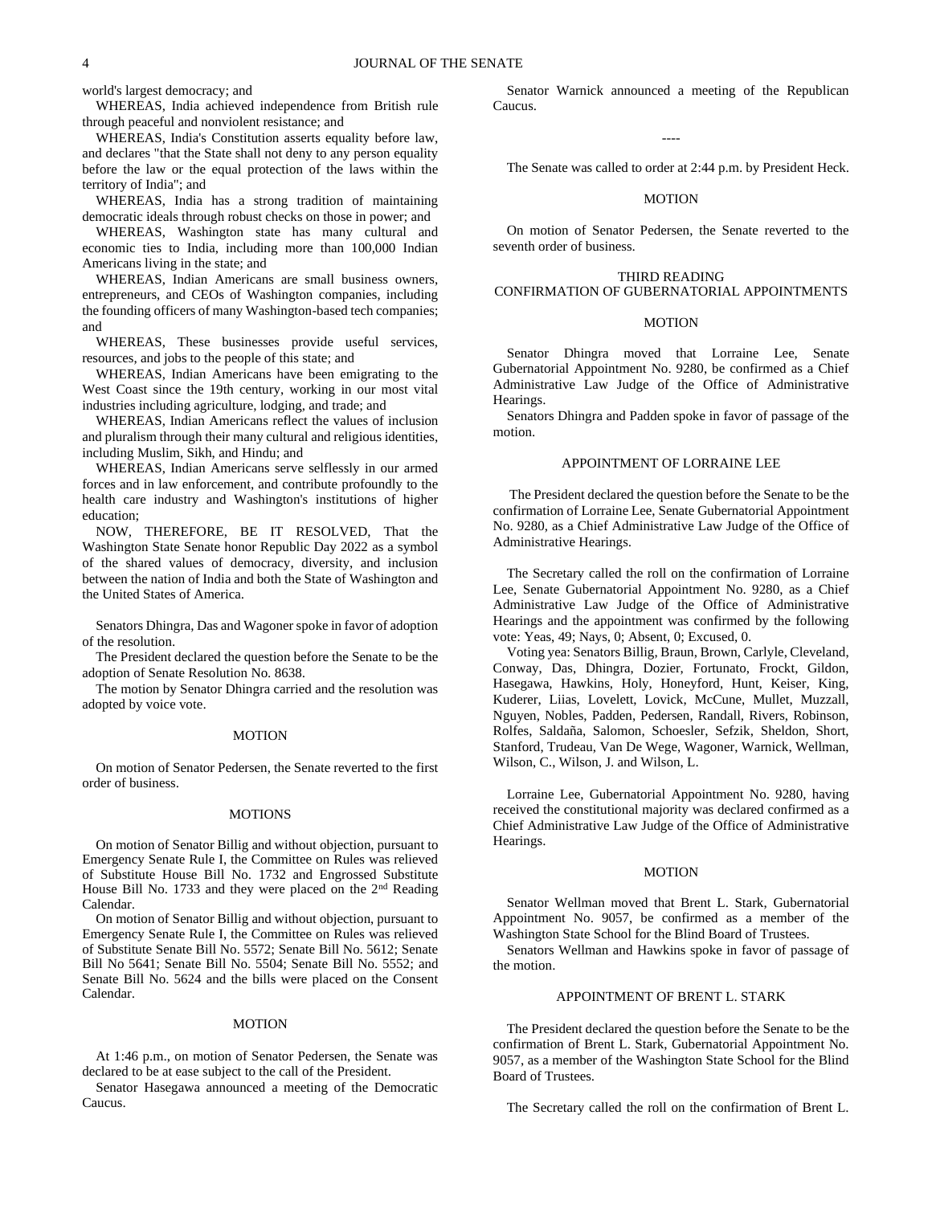world's largest democracy; and

WHEREAS, India achieved independence from British rule through peaceful and nonviolent resistance; and

WHEREAS, India's Constitution asserts equality before law, and declares "that the State shall not deny to any person equality before the law or the equal protection of the laws within the territory of India"; and

WHEREAS, India has a strong tradition of maintaining democratic ideals through robust checks on those in power; and

WHEREAS, Washington state has many cultural and economic ties to India, including more than 100,000 Indian Americans living in the state; and

WHEREAS, Indian Americans are small business owners, entrepreneurs, and CEOs of Washington companies, including the founding officers of many Washington-based tech companies; and

WHEREAS, These businesses provide useful services, resources, and jobs to the people of this state; and

WHEREAS, Indian Americans have been emigrating to the West Coast since the 19th century, working in our most vital industries including agriculture, lodging, and trade; and

WHEREAS, Indian Americans reflect the values of inclusion and pluralism through their many cultural and religious identities, including Muslim, Sikh, and Hindu; and

WHEREAS, Indian Americans serve selflessly in our armed forces and in law enforcement, and contribute profoundly to the health care industry and Washington's institutions of higher education;

NOW, THEREFORE, BE IT RESOLVED, That the Washington State Senate honor Republic Day 2022 as a symbol of the shared values of democracy, diversity, and inclusion between the nation of India and both the State of Washington and the United States of America.

Senators Dhingra, Das and Wagoner spoke in favor of adoption of the resolution.

The President declared the question before the Senate to be the adoption of Senate Resolution No. 8638.

The motion by Senator Dhingra carried and the resolution was adopted by voice vote.

MOTION

On motion of Senator Pedersen, the Senate reverted to the first order of business.

MOTIONS

On motion of Senator Billig and without objection, pursuant to Emergency Senate Rule I, the Committee on Rules was relieved of Substitute House Bill No. 1732 and Engrossed Substitute House Bill No. 1733 and they were placed on the 2nd Reading Calendar.

On motion of Senator Billig and without objection, pursuant to Emergency Senate Rule I, the Committee on Rules was relieved of Substitute Senate Bill No. 5572; Senate Bill No. 5612; Senate Bill No 5641; Senate Bill No. 5504; Senate Bill No. 5552; and Senate Bill No. 5624 and the bills were placed on the Consent Calendar.

MOTION

At 1:46 p.m., on motion of Senator Pedersen, the Senate was declared to be at ease subject to the call of the President.

Senator Hasegawa announced a meeting of the Democratic Caucus.

Senator Warnick announced a meeting of the Republican Caucus.

----

The Senate was called to order at 2:44 p.m. by President Heck.

MOTION

On motion of Senator Pedersen, the Senate reverted to the seventh order of business.

THIRD READING
CONFIRMATION OF GUBERNATORIAL APPOINTMENTS

MOTION

Senator Dhingra moved that Lorraine Lee, Senate Gubernatorial Appointment No. 9280, be confirmed as a Chief Administrative Law Judge of the Office of Administrative Hearings.

Senators Dhingra and Padden spoke in favor of passage of the motion.

APPOINTMENT OF LORRAINE LEE

The President declared the question before the Senate to be the confirmation of Lorraine Lee, Senate Gubernatorial Appointment No. 9280, as a Chief Administrative Law Judge of the Office of Administrative Hearings.

The Secretary called the roll on the confirmation of Lorraine Lee, Senate Gubernatorial Appointment No. 9280, as a Chief Administrative Law Judge of the Office of Administrative Hearings and the appointment was confirmed by the following vote: Yeas, 49; Nays, 0; Absent, 0; Excused, 0.

Voting yea: Senators Billig, Braun, Brown, Carlyle, Cleveland, Conway, Das, Dhingra, Dozier, Fortunato, Frockt, Gildon, Hasegawa, Hawkins, Holy, Honeyford, Hunt, Keiser, King, Kuderer, Liias, Lovelett, Lovick, McCune, Mullet, Muzzall, Nguyen, Nobles, Padden, Pedersen, Randall, Rivers, Robinson, Rolfes, Saldaña, Salomon, Schoesler, Sefzik, Sheldon, Short, Stanford, Trudeau, Van De Wege, Wagoner, Warnick, Wellman, Wilson, C., Wilson, J. and Wilson, L.

Lorraine Lee, Gubernatorial Appointment No. 9280, having received the constitutional majority was declared confirmed as a Chief Administrative Law Judge of the Office of Administrative Hearings.

MOTION

Senator Wellman moved that Brent L. Stark, Gubernatorial Appointment No. 9057, be confirmed as a member of the Washington State School for the Blind Board of Trustees.

Senators Wellman and Hawkins spoke in favor of passage of the motion.

APPOINTMENT OF BRENT L. STARK

The President declared the question before the Senate to be the confirmation of Brent L. Stark, Gubernatorial Appointment No. 9057, as a member of the Washington State School for the Blind Board of Trustees.

The Secretary called the roll on the confirmation of Brent L.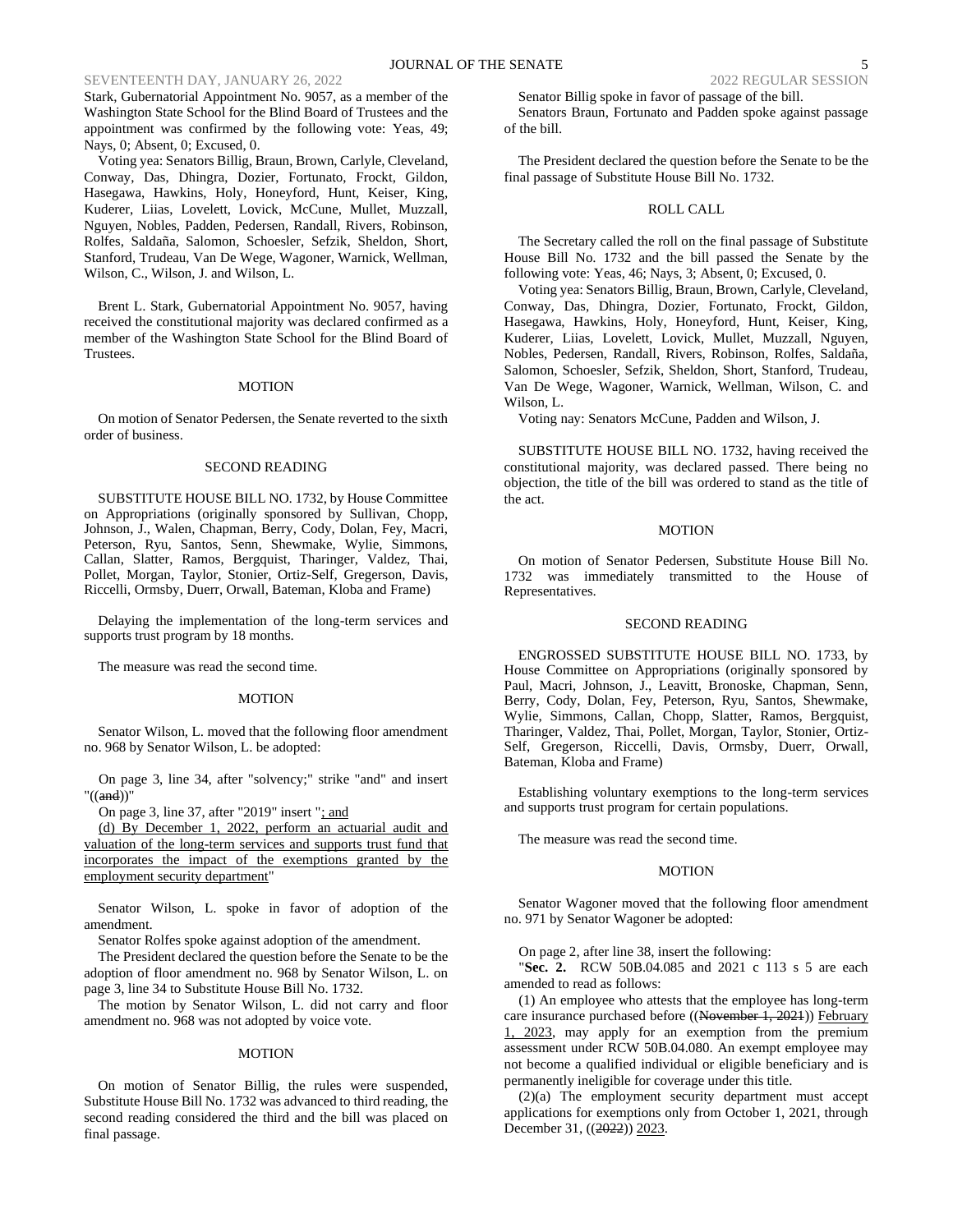Stark, Gubernatorial Appointment No. 9057, as a member of the Washington State School for the Blind Board of Trustees and the appointment was confirmed by the following vote: Yeas, 49; Nays, 0; Absent, 0; Excused, 0.

Voting yea: Senators Billig, Braun, Brown, Carlyle, Cleveland, Conway, Das, Dhingra, Dozier, Fortunato, Frockt, Gildon, Hasegawa, Hawkins, Holy, Honeyford, Hunt, Keiser, King, Kuderer, Liias, Lovelett, Lovick, McCune, Mullet, Muzzall, Nguyen, Nobles, Padden, Pedersen, Randall, Rivers, Robinson, Rolfes, Saldaña, Salomon, Schoesler, Sefzik, Sheldon, Short, Stanford, Trudeau, Van De Wege, Wagoner, Warnick, Wellman, Wilson, C., Wilson, J. and Wilson, L.

Brent L. Stark, Gubernatorial Appointment No. 9057, having received the constitutional majority was declared confirmed as a member of the Washington State School for the Blind Board of Trustees.

MOTION

On motion of Senator Pedersen, the Senate reverted to the sixth order of business.

SECOND READING

SUBSTITUTE HOUSE BILL NO. 1732, by House Committee on Appropriations (originally sponsored by Sullivan, Chopp, Johnson, J., Walen, Chapman, Berry, Cody, Dolan, Fey, Macri, Peterson, Ryu, Santos, Senn, Shewmake, Wylie, Simmons, Callan, Slatter, Ramos, Bergquist, Tharinger, Valdez, Thai, Pollet, Morgan, Taylor, Stonier, Ortiz-Self, Gregerson, Davis, Riccelli, Ormsby, Duerr, Orwall, Bateman, Kloba and Frame)

Delaying the implementation of the long-term services and supports trust program by 18 months.

The measure was read the second time.

MOTION

Senator Wilson, L. moved that the following floor amendment no. 968 by Senator Wilson, L. be adopted:

On page 3, line 34, after "solvency;" strike "and" and insert "((~~and~~))"

On page 3, line 37, after "2019" insert "; and

(d) By December 1, 2022, perform an actuarial audit and valuation of the long-term services and supports trust fund that incorporates the impact of the exemptions granted by the employment security department"

Senator Wilson, L. spoke in favor of adoption of the amendment.

Senator Rolfes spoke against adoption of the amendment.

The President declared the question before the Senate to be the adoption of floor amendment no. 968 by Senator Wilson, L. on page 3, line 34 to Substitute House Bill No. 1732.

The motion by Senator Wilson, L. did not carry and floor amendment no. 968 was not adopted by voice vote.

MOTION

On motion of Senator Billig, the rules were suspended, Substitute House Bill No. 1732 was advanced to third reading, the second reading considered the third and the bill was placed on final passage.

Senator Billig spoke in favor of passage of the bill.

Senators Braun, Fortunato and Padden spoke against passage of the bill.

The President declared the question before the Senate to be the final passage of Substitute House Bill No. 1732.

ROLL CALL

The Secretary called the roll on the final passage of Substitute House Bill No. 1732 and the bill passed the Senate by the following vote: Yeas, 46; Nays, 3; Absent, 0; Excused, 0.

Voting yea: Senators Billig, Braun, Brown, Carlyle, Cleveland, Conway, Das, Dhingra, Dozier, Fortunato, Frockt, Gildon, Hasegawa, Hawkins, Holy, Honeyford, Hunt, Keiser, King, Kuderer, Liias, Lovelett, Lovick, Mullet, Muzzall, Nguyen, Nobles, Pedersen, Randall, Rivers, Robinson, Rolfes, Saldaña, Salomon, Schoesler, Sefzik, Sheldon, Short, Stanford, Trudeau, Van De Wege, Wagoner, Warnick, Wellman, Wilson, C. and Wilson, L.

Voting nay: Senators McCune, Padden and Wilson, J.

SUBSTITUTE HOUSE BILL NO. 1732, having received the constitutional majority, was declared passed. There being no objection, the title of the bill was ordered to stand as the title of the act.

MOTION

On motion of Senator Pedersen, Substitute House Bill No. 1732 was immediately transmitted to the House of Representatives.

SECOND READING

ENGROSSED SUBSTITUTE HOUSE BILL NO. 1733, by House Committee on Appropriations (originally sponsored by Paul, Macri, Johnson, J., Leavitt, Bronoske, Chapman, Senn, Berry, Cody, Dolan, Fey, Peterson, Ryu, Santos, Shewmake, Wylie, Simmons, Callan, Chopp, Slatter, Ramos, Bergquist, Tharinger, Valdez, Thai, Pollet, Morgan, Taylor, Stonier, Ortiz-Self, Gregerson, Riccelli, Davis, Ormsby, Duerr, Orwall, Bateman, Kloba and Frame)

Establishing voluntary exemptions to the long-term services and supports trust program for certain populations.

The measure was read the second time.

MOTION

Senator Wagoner moved that the following floor amendment no. 971 by Senator Wagoner be adopted:

On page 2, after line 38, insert the following:

"**Sec. 2.** RCW 50B.04.085 and 2021 c 113 s 5 are each amended to read as follows:

(1) An employee who attests that the employee has long-term care insurance purchased before ((~~November 1, 2021~~)) February 1, 2023, may apply for an exemption from the premium assessment under RCW 50B.04.080. An exempt employee may not become a qualified individual or eligible beneficiary and is permanently ineligible for coverage under this title.

(2)(a) The employment security department must accept applications for exemptions only from October 1, 2021, through December 31, ((~~2022~~)) 2023.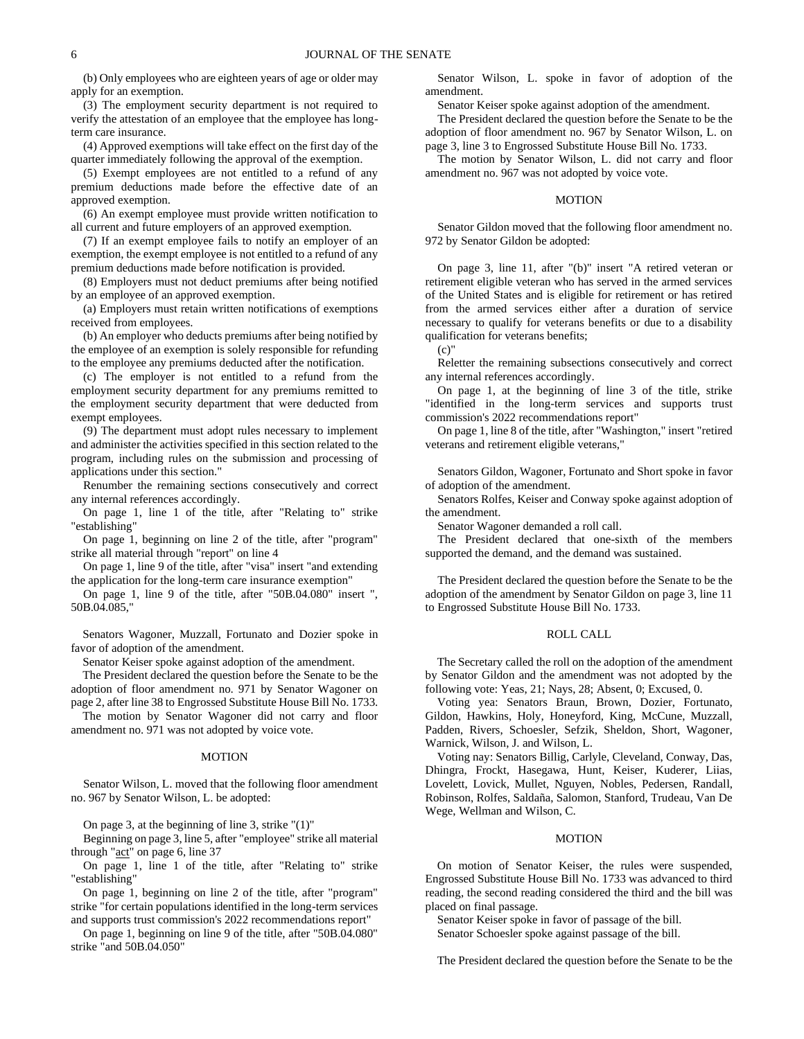(b) Only employees who are eighteen years of age or older may apply for an exemption.

(3) The employment security department is not required to verify the attestation of an employee that the employee has long-term care insurance.

(4) Approved exemptions will take effect on the first day of the quarter immediately following the approval of the exemption.

(5) Exempt employees are not entitled to a refund of any premium deductions made before the effective date of an approved exemption.

(6) An exempt employee must provide written notification to all current and future employers of an approved exemption.

(7) If an exempt employee fails to notify an employer of an exemption, the exempt employee is not entitled to a refund of any premium deductions made before notification is provided.

(8) Employers must not deduct premiums after being notified by an employee of an approved exemption.

(a) Employers must retain written notifications of exemptions received from employees.

(b) An employer who deducts premiums after being notified by the employee of an exemption is solely responsible for refunding to the employee any premiums deducted after the notification.

(c) The employer is not entitled to a refund from the employment security department for any premiums remitted to the employment security department that were deducted from exempt employees.

(9) The department must adopt rules necessary to implement and administer the activities specified in this section related to the program, including rules on the submission and processing of applications under this section."

Renumber the remaining sections consecutively and correct any internal references accordingly.

On page 1, line 1 of the title, after "Relating to" strike "establishing"

On page 1, beginning on line 2 of the title, after "program" strike all material through "report" on line 4

On page 1, line 9 of the title, after "visa" insert "and extending the application for the long-term care insurance exemption"

On page 1, line 9 of the title, after "50B.04.080" insert ", 50B.04.085,"

Senators Wagoner, Muzzall, Fortunato and Dozier spoke in favor of adoption of the amendment.

Senator Keiser spoke against adoption of the amendment.

The President declared the question before the Senate to be the adoption of floor amendment no. 971 by Senator Wagoner on page 2, after line 38 to Engrossed Substitute House Bill No. 1733.

The motion by Senator Wagoner did not carry and floor amendment no. 971 was not adopted by voice vote.

## MOTION

Senator Wilson, L. moved that the following floor amendment no. 967 by Senator Wilson, L. be adopted:

On page 3, at the beginning of line 3, strike "(1)"

Beginning on page 3, line 5, after "employee" strike all material through "act" on page 6, line 37

On page 1, line 1 of the title, after "Relating to" strike "establishing"

On page 1, beginning on line 2 of the title, after "program" strike "for certain populations identified in the long-term services and supports trust commission's 2022 recommendations report"

On page 1, beginning on line 9 of the title, after "50B.04.080" strike "and 50B.04.050"

Senator Wilson, L. spoke in favor of adoption of the amendment.

Senator Keiser spoke against adoption of the amendment.

The President declared the question before the Senate to be the adoption of floor amendment no. 967 by Senator Wilson, L. on page 3, line 3 to Engrossed Substitute House Bill No. 1733.

The motion by Senator Wilson, L. did not carry and floor amendment no. 967 was not adopted by voice vote.

## MOTION

Senator Gildon moved that the following floor amendment no. 972 by Senator Gildon be adopted:

On page 3, line 11, after "(b)" insert "A retired veteran or retirement eligible veteran who has served in the armed services of the United States and is eligible for retirement or has retired from the armed services either after a duration of service necessary to qualify for veterans benefits or due to a disability qualification for veterans benefits;

(c)"

Reletter the remaining subsections consecutively and correct any internal references accordingly.

On page 1, at the beginning of line 3 of the title, strike "identified in the long-term services and supports trust commission's 2022 recommendations report"

On page 1, line 8 of the title, after "Washington," insert "retired veterans and retirement eligible veterans,"

Senators Gildon, Wagoner, Fortunato and Short spoke in favor of adoption of the amendment.

Senators Rolfes, Keiser and Conway spoke against adoption of the amendment.

Senator Wagoner demanded a roll call.

The President declared that one-sixth of the members supported the demand, and the demand was sustained.

The President declared the question before the Senate to be the adoption of the amendment by Senator Gildon on page 3, line 11 to Engrossed Substitute House Bill No. 1733.

## ROLL CALL

The Secretary called the roll on the adoption of the amendment by Senator Gildon and the amendment was not adopted by the following vote: Yeas, 21; Nays, 28; Absent, 0; Excused, 0.

Voting yea: Senators Braun, Brown, Dozier, Fortunato, Gildon, Hawkins, Holy, Honeyford, King, McCune, Muzzall, Padden, Rivers, Schoesler, Sefzik, Sheldon, Short, Wagoner, Warnick, Wilson, J. and Wilson, L.

Voting nay: Senators Billig, Carlyle, Cleveland, Conway, Das, Dhingra, Frockt, Hasegawa, Hunt, Keiser, Kuderer, Liias, Lovelett, Lovick, Mullet, Nguyen, Nobles, Pedersen, Randall, Robinson, Rolfes, Saldaña, Salomon, Stanford, Trudeau, Van De Wege, Wellman and Wilson, C.

## MOTION

On motion of Senator Keiser, the rules were suspended, Engrossed Substitute House Bill No. 1733 was advanced to third reading, the second reading considered the third and the bill was placed on final passage.

Senator Keiser spoke in favor of passage of the bill.

Senator Schoesler spoke against passage of the bill.

The President declared the question before the Senate to be the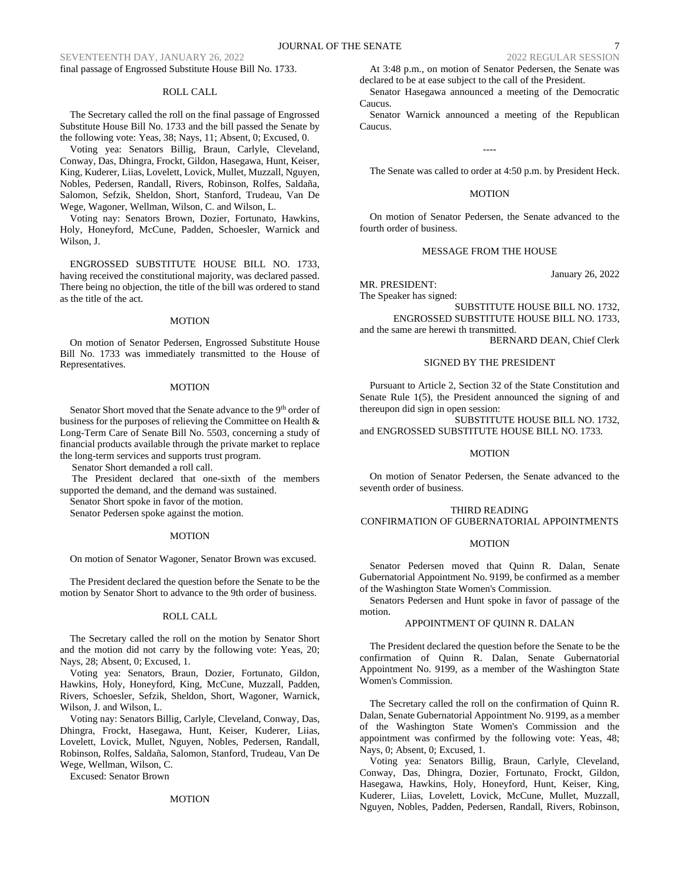final passage of Engrossed Substitute House Bill No. 1733.

ROLL CALL

The Secretary called the roll on the final passage of Engrossed Substitute House Bill No. 1733 and the bill passed the Senate by the following vote: Yeas, 38; Nays, 11; Absent, 0; Excused, 0.

Voting yea: Senators Billig, Braun, Carlyle, Cleveland, Conway, Das, Dhingra, Frockt, Gildon, Hasegawa, Hunt, Keiser, King, Kuderer, Liias, Lovelett, Lovick, Mullet, Muzzall, Nguyen, Nobles, Pedersen, Randall, Rivers, Robinson, Rolfes, Saldaña, Salomon, Sefzik, Sheldon, Short, Stanford, Trudeau, Van De Wege, Wagoner, Wellman, Wilson, C. and Wilson, L.

Voting nay: Senators Brown, Dozier, Fortunato, Hawkins, Holy, Honeyford, McCune, Padden, Schoesler, Warnick and Wilson, J.

ENGROSSED SUBSTITUTE HOUSE BILL NO. 1733, having received the constitutional majority, was declared passed. There being no objection, the title of the bill was ordered to stand as the title of the act.

MOTION

On motion of Senator Pedersen, Engrossed Substitute House Bill No. 1733 was immediately transmitted to the House of Representatives.

MOTION

Senator Short moved that the Senate advance to the 9th order of business for the purposes of relieving the Committee on Health & Long-Term Care of Senate Bill No. 5503, concerning a study of financial products available through the private market to replace the long-term services and supports trust program.

Senator Short demanded a roll call.

The President declared that one-sixth of the members supported the demand, and the demand was sustained.

Senator Short spoke in favor of the motion.

Senator Pedersen spoke against the motion.

MOTION

On motion of Senator Wagoner, Senator Brown was excused.

The President declared the question before the Senate to be the motion by Senator Short to advance to the 9th order of business.

ROLL CALL

The Secretary called the roll on the motion by Senator Short and the motion did not carry by the following vote: Yeas, 20; Nays, 28; Absent, 0; Excused, 1.

Voting yea: Senators, Braun, Dozier, Fortunato, Gildon, Hawkins, Holy, Honeyford, King, McCune, Muzzall, Padden, Rivers, Schoesler, Sefzik, Sheldon, Short, Wagoner, Warnick, Wilson, J. and Wilson, L.

Voting nay: Senators Billig, Carlyle, Cleveland, Conway, Das, Dhingra, Frockt, Hasegawa, Hunt, Keiser, Kuderer, Liias, Lovelett, Lovick, Mullet, Nguyen, Nobles, Pedersen, Randall, Robinson, Rolfes, Saldaña, Salomon, Stanford, Trudeau, Van De Wege, Wellman, Wilson, C.

Excused: Senator Brown

MOTION

At 3:48 p.m., on motion of Senator Pedersen, the Senate was declared to be at ease subject to the call of the President.

Senator Hasegawa announced a meeting of the Democratic Caucus.

Senator Warnick announced a meeting of the Republican Caucus.

----

The Senate was called to order at 4:50 p.m. by President Heck.

MOTION

On motion of Senator Pedersen, the Senate advanced to the fourth order of business.

MESSAGE FROM THE HOUSE

January 26, 2022

MR. PRESIDENT:
The Speaker has signed:

SUBSTITUTE HOUSE BILL NO. 1732,
ENGROSSED SUBSTITUTE HOUSE BILL NO. 1733,
and the same are herewi th transmitted.

BERNARD DEAN, Chief Clerk

SIGNED BY THE PRESIDENT

Pursuant to Article 2, Section 32 of the State Constitution and Senate Rule 1(5), the President announced the signing of and thereupon did sign in open session:

SUBSTITUTE HOUSE BILL NO. 1732,
and ENGROSSED SUBSTITUTE HOUSE BILL NO. 1733.

MOTION

On motion of Senator Pedersen, the Senate advanced to the seventh order of business.

THIRD READING
CONFIRMATION OF GUBERNATORIAL APPOINTMENTS

MOTION

Senator Pedersen moved that Quinn R. Dalan, Senate Gubernatorial Appointment No. 9199, be confirmed as a member of the Washington State Women's Commission.

Senators Pedersen and Hunt spoke in favor of passage of the motion.

APPOINTMENT OF QUINN R. DALAN

The President declared the question before the Senate to be the confirmation of Quinn R. Dalan, Senate Gubernatorial Appointment No. 9199, as a member of the Washington State Women's Commission.

The Secretary called the roll on the confirmation of Quinn R. Dalan, Senate Gubernatorial Appointment No. 9199, as a member of the Washington State Women's Commission and the appointment was confirmed by the following vote: Yeas, 48; Nays, 0; Absent, 0; Excused, 1.

Voting yea: Senators Billig, Braun, Carlyle, Cleveland, Conway, Das, Dhingra, Dozier, Fortunato, Frockt, Gildon, Hasegawa, Hawkins, Holy, Honeyford, Hunt, Keiser, King, Kuderer, Liias, Lovelett, Lovick, McCune, Mullet, Muzzall, Nguyen, Nobles, Padden, Pedersen, Randall, Rivers, Robinson,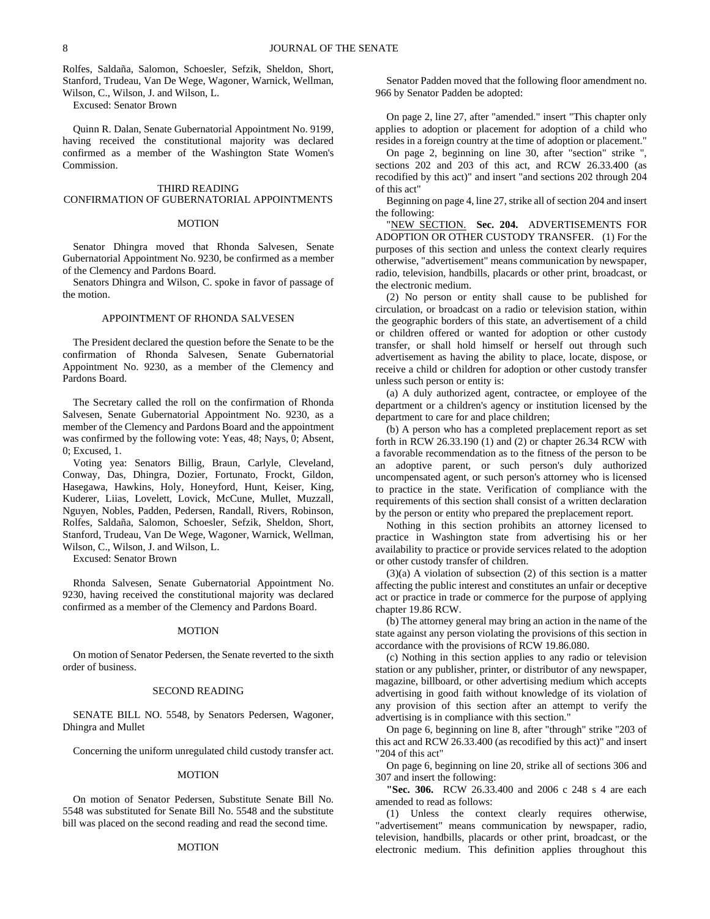Rolfes, Saldaña, Salomon, Schoesler, Sefzik, Sheldon, Short, Stanford, Trudeau, Van De Wege, Wagoner, Warnick, Wellman, Wilson, C., Wilson, J. and Wilson, L.

Excused: Senator Brown

Quinn R. Dalan, Senate Gubernatorial Appointment No. 9199, having received the constitutional majority was declared confirmed as a member of the Washington State Women's Commission.

THIRD READING
CONFIRMATION OF GUBERNATORIAL APPOINTMENTS

MOTION

Senator Dhingra moved that Rhonda Salvesen, Senate Gubernatorial Appointment No. 9230, be confirmed as a member of the Clemency and Pardons Board.

Senators Dhingra and Wilson, C. spoke in favor of passage of the motion.

APPOINTMENT OF RHONDA SALVESEN

The President declared the question before the Senate to be the confirmation of Rhonda Salvesen, Senate Gubernatorial Appointment No. 9230, as a member of the Clemency and Pardons Board.

The Secretary called the roll on the confirmation of Rhonda Salvesen, Senate Gubernatorial Appointment No. 9230, as a member of the Clemency and Pardons Board and the appointment was confirmed by the following vote: Yeas, 48; Nays, 0; Absent, 0; Excused, 1.

Voting yea: Senators Billig, Braun, Carlyle, Cleveland, Conway, Das, Dhingra, Dozier, Fortunato, Frockt, Gildon, Hasegawa, Hawkins, Holy, Honeyford, Hunt, Keiser, King, Kuderer, Liias, Lovelett, Lovick, McCune, Mullet, Muzzall, Nguyen, Nobles, Padden, Pedersen, Randall, Rivers, Robinson, Rolfes, Saldaña, Salomon, Schoesler, Sefzik, Sheldon, Short, Stanford, Trudeau, Van De Wege, Wagoner, Warnick, Wellman, Wilson, C., Wilson, J. and Wilson, L.

Excused: Senator Brown

Rhonda Salvesen, Senate Gubernatorial Appointment No. 9230, having received the constitutional majority was declared confirmed as a member of the Clemency and Pardons Board.

MOTION

On motion of Senator Pedersen, the Senate reverted to the sixth order of business.

SECOND READING

SENATE BILL NO. 5548, by Senators Pedersen, Wagoner, Dhingra and Mullet

Concerning the uniform unregulated child custody transfer act.

MOTION

On motion of Senator Pedersen, Substitute Senate Bill No. 5548 was substituted for Senate Bill No. 5548 and the substitute bill was placed on the second reading and read the second time.

MOTION

Senator Padden moved that the following floor amendment no. 966 by Senator Padden be adopted:

On page 2, line 27, after "amended." insert "This chapter only applies to adoption or placement for adoption of a child who resides in a foreign country at the time of adoption or placement."

On page 2, beginning on line 30, after "section" strike ", sections 202 and 203 of this act, and RCW 26.33.400 (as recodified by this act)" and insert "and sections 202 through 204 of this act"

Beginning on page 4, line 27, strike all of section 204 and insert the following:

"NEW SECTION. **Sec. 204.** ADVERTISEMENTS FOR ADOPTION OR OTHER CUSTODY TRANSFER. (1) For the purposes of this section and unless the context clearly requires otherwise, "advertisement" means communication by newspaper, radio, television, handbills, placards or other print, broadcast, or the electronic medium.

(2) No person or entity shall cause to be published for circulation, or broadcast on a radio or television station, within the geographic borders of this state, an advertisement of a child or children offered or wanted for adoption or other custody transfer, or shall hold himself or herself out through such advertisement as having the ability to place, locate, dispose, or receive a child or children for adoption or other custody transfer unless such person or entity is:

(a) A duly authorized agent, contractee, or employee of the department or a children's agency or institution licensed by the department to care for and place children;

(b) A person who has a completed preplacement report as set forth in RCW 26.33.190 (1) and (2) or chapter 26.34 RCW with a favorable recommendation as to the fitness of the person to be an adoptive parent, or such person's duly authorized uncompensated agent, or such person's attorney who is licensed to practice in the state. Verification of compliance with the requirements of this section shall consist of a written declaration by the person or entity who prepared the preplacement report.

Nothing in this section prohibits an attorney licensed to practice in Washington state from advertising his or her availability to practice or provide services related to the adoption or other custody transfer of children.

(3)(a) A violation of subsection (2) of this section is a matter affecting the public interest and constitutes an unfair or deceptive act or practice in trade or commerce for the purpose of applying chapter 19.86 RCW.

(b) The attorney general may bring an action in the name of the state against any person violating the provisions of this section in accordance with the provisions of RCW 19.86.080.

(c) Nothing in this section applies to any radio or television station or any publisher, printer, or distributor of any newspaper, magazine, billboard, or other advertising medium which accepts advertising in good faith without knowledge of its violation of any provision of this section after an attempt to verify the advertising is in compliance with this section."

On page 6, beginning on line 8, after "through" strike "203 of this act and RCW 26.33.400 (as recodified by this act)" and insert "204 of this act"

On page 6, beginning on line 20, strike all of sections 306 and 307 and insert the following:

**"Sec. 306.** RCW 26.33.400 and 2006 c 248 s 4 are each amended to read as follows:

(1) Unless the context clearly requires otherwise, "advertisement" means communication by newspaper, radio, television, handbills, placards or other print, broadcast, or the electronic medium. This definition applies throughout this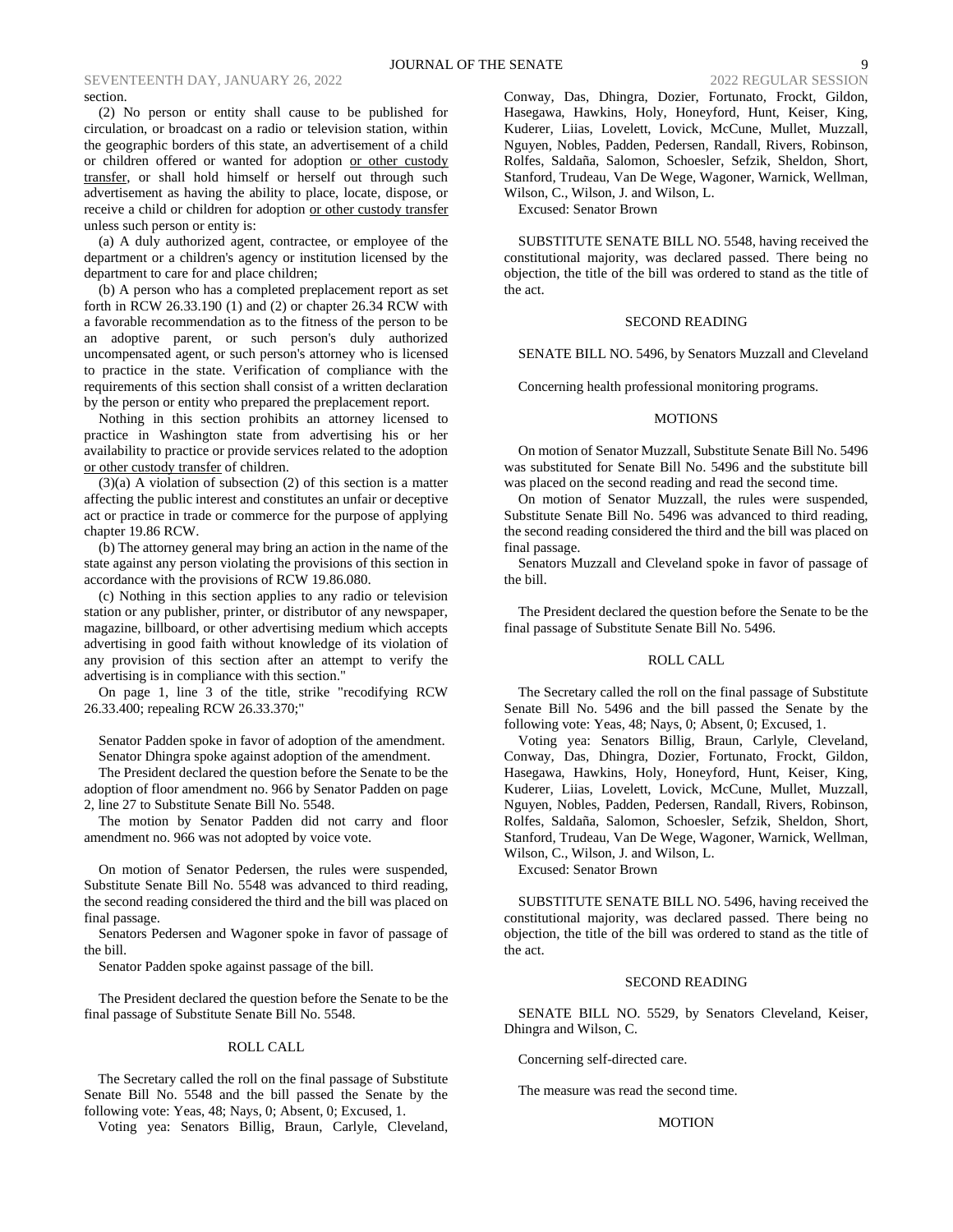section.

(2) No person or entity shall cause to be published for circulation, or broadcast on a radio or television station, within the geographic borders of this state, an advertisement of a child or children offered or wanted for adoption or other custody transfer, or shall hold himself or herself out through such advertisement as having the ability to place, locate, dispose, or receive a child or children for adoption or other custody transfer unless such person or entity is:

(a) A duly authorized agent, contractee, or employee of the department or a children's agency or institution licensed by the department to care for and place children;

(b) A person who has a completed preplacement report as set forth in RCW 26.33.190 (1) and (2) or chapter 26.34 RCW with a favorable recommendation as to the fitness of the person to be an adoptive parent, or such person's duly authorized uncompensated agent, or such person's attorney who is licensed to practice in the state. Verification of compliance with the requirements of this section shall consist of a written declaration by the person or entity who prepared the preplacement report.

Nothing in this section prohibits an attorney licensed to practice in Washington state from advertising his or her availability to practice or provide services related to the adoption or other custody transfer of children.

(3)(a) A violation of subsection (2) of this section is a matter affecting the public interest and constitutes an unfair or deceptive act or practice in trade or commerce for the purpose of applying chapter 19.86 RCW.

(b) The attorney general may bring an action in the name of the state against any person violating the provisions of this section in accordance with the provisions of RCW 19.86.080.

(c) Nothing in this section applies to any radio or television station or any publisher, printer, or distributor of any newspaper, magazine, billboard, or other advertising medium which accepts advertising in good faith without knowledge of its violation of any provision of this section after an attempt to verify the advertising is in compliance with this section."

On page 1, line 3 of the title, strike "recodifying RCW 26.33.400; repealing RCW 26.33.370;"

Senator Padden spoke in favor of adoption of the amendment.

Senator Dhingra spoke against adoption of the amendment.

The President declared the question before the Senate to be the adoption of floor amendment no. 966 by Senator Padden on page 2, line 27 to Substitute Senate Bill No. 5548.

The motion by Senator Padden did not carry and floor amendment no. 966 was not adopted by voice vote.

On motion of Senator Pedersen, the rules were suspended, Substitute Senate Bill No. 5548 was advanced to third reading, the second reading considered the third and the bill was placed on final passage.

Senators Pedersen and Wagoner spoke in favor of passage of the bill.

Senator Padden spoke against passage of the bill.

The President declared the question before the Senate to be the final passage of Substitute Senate Bill No. 5548.

ROLL CALL

The Secretary called the roll on the final passage of Substitute Senate Bill No. 5548 and the bill passed the Senate by the following vote: Yeas, 48; Nays, 0; Absent, 0; Excused, 1.

Voting yea: Senators Billig, Braun, Carlyle, Cleveland, Conway, Das, Dhingra, Dozier, Fortunato, Frockt, Gildon, Hasegawa, Hawkins, Holy, Honeyford, Hunt, Keiser, King, Kuderer, Liias, Lovelett, Lovick, McCune, Mullet, Muzzall, Nguyen, Nobles, Padden, Pedersen, Randall, Rivers, Robinson, Rolfes, Saldaña, Salomon, Schoesler, Sefzik, Sheldon, Short, Stanford, Trudeau, Van De Wege, Wagoner, Warnick, Wellman, Wilson, C., Wilson, J. and Wilson, L.

Excused: Senator Brown

SUBSTITUTE SENATE BILL NO. 5548, having received the constitutional majority, was declared passed. There being no objection, the title of the bill was ordered to stand as the title of the act.

SECOND READING

SENATE BILL NO. 5496, by Senators Muzzall and Cleveland

Concerning health professional monitoring programs.

MOTIONS

On motion of Senator Muzzall, Substitute Senate Bill No. 5496 was substituted for Senate Bill No. 5496 and the substitute bill was placed on the second reading and read the second time.

On motion of Senator Muzzall, the rules were suspended, Substitute Senate Bill No. 5496 was advanced to third reading, the second reading considered the third and the bill was placed on final passage.

Senators Muzzall and Cleveland spoke in favor of passage of the bill.

The President declared the question before the Senate to be the final passage of Substitute Senate Bill No. 5496.

ROLL CALL

The Secretary called the roll on the final passage of Substitute Senate Bill No. 5496 and the bill passed the Senate by the following vote: Yeas, 48; Nays, 0; Absent, 0; Excused, 1.

Voting yea: Senators Billig, Braun, Carlyle, Cleveland, Conway, Das, Dhingra, Dozier, Fortunato, Frockt, Gildon, Hasegawa, Hawkins, Holy, Honeyford, Hunt, Keiser, King, Kuderer, Liias, Lovelett, Lovick, McCune, Mullet, Muzzall, Nguyen, Nobles, Padden, Pedersen, Randall, Rivers, Robinson, Rolfes, Saldaña, Salomon, Schoesler, Sefzik, Sheldon, Short, Stanford, Trudeau, Van De Wege, Wagoner, Warnick, Wellman, Wilson, C., Wilson, J. and Wilson, L.

Excused: Senator Brown

SUBSTITUTE SENATE BILL NO. 5496, having received the constitutional majority, was declared passed. There being no objection, the title of the bill was ordered to stand as the title of the act.

SECOND READING

SENATE BILL NO. 5529, by Senators Cleveland, Keiser, Dhingra and Wilson, C.

Concerning self-directed care.

The measure was read the second time.

MOTION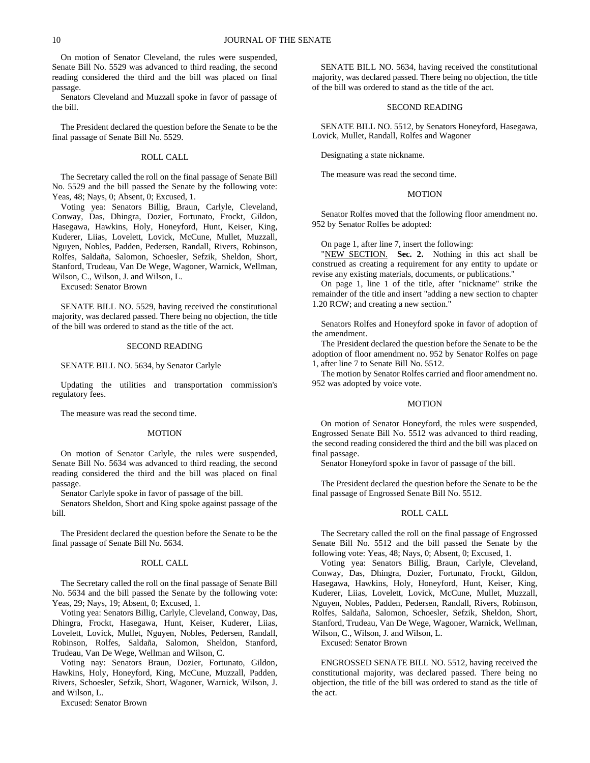On motion of Senator Cleveland, the rules were suspended, Senate Bill No. 5529 was advanced to third reading, the second reading considered the third and the bill was placed on final passage.

Senators Cleveland and Muzzall spoke in favor of passage of the bill.

The President declared the question before the Senate to be the final passage of Senate Bill No. 5529.

ROLL CALL

The Secretary called the roll on the final passage of Senate Bill No. 5529 and the bill passed the Senate by the following vote: Yeas, 48; Nays, 0; Absent, 0; Excused, 1.

Voting yea: Senators Billig, Braun, Carlyle, Cleveland, Conway, Das, Dhingra, Dozier, Fortunato, Frockt, Gildon, Hasegawa, Hawkins, Holy, Honeyford, Hunt, Keiser, King, Kuderer, Liias, Lovelett, Lovick, McCune, Mullet, Muzzall, Nguyen, Nobles, Padden, Pedersen, Randall, Rivers, Robinson, Rolfes, Saldaña, Salomon, Schoesler, Sefzik, Sheldon, Short, Stanford, Trudeau, Van De Wege, Wagoner, Warnick, Wellman, Wilson, C., Wilson, J. and Wilson, L.

Excused: Senator Brown

SENATE BILL NO. 5529, having received the constitutional majority, was declared passed. There being no objection, the title of the bill was ordered to stand as the title of the act.

SECOND READING

SENATE BILL NO. 5634, by Senator Carlyle

Updating the utilities and transportation commission's regulatory fees.

The measure was read the second time.

MOTION

On motion of Senator Carlyle, the rules were suspended, Senate Bill No. 5634 was advanced to third reading, the second reading considered the third and the bill was placed on final passage.

Senator Carlyle spoke in favor of passage of the bill.

Senators Sheldon, Short and King spoke against passage of the bill.

The President declared the question before the Senate to be the final passage of Senate Bill No. 5634.

ROLL CALL

The Secretary called the roll on the final passage of Senate Bill No. 5634 and the bill passed the Senate by the following vote: Yeas, 29; Nays, 19; Absent, 0; Excused, 1.

Voting yea: Senators Billig, Carlyle, Cleveland, Conway, Das, Dhingra, Frockt, Hasegawa, Hunt, Keiser, Kuderer, Liias, Lovelett, Lovick, Mullet, Nguyen, Nobles, Pedersen, Randall, Robinson, Rolfes, Saldaña, Salomon, Sheldon, Stanford, Trudeau, Van De Wege, Wellman and Wilson, C.

Voting nay: Senators Braun, Dozier, Fortunato, Gildon, Hawkins, Holy, Honeyford, King, McCune, Muzzall, Padden, Rivers, Schoesler, Sefzik, Short, Wagoner, Warnick, Wilson, J. and Wilson, L.

Excused: Senator Brown

SENATE BILL NO. 5634, having received the constitutional majority, was declared passed. There being no objection, the title of the bill was ordered to stand as the title of the act.

SECOND READING

SENATE BILL NO. 5512, by Senators Honeyford, Hasegawa, Lovick, Mullet, Randall, Rolfes and Wagoner

Designating a state nickname.

The measure was read the second time.

MOTION

Senator Rolfes moved that the following floor amendment no. 952 by Senator Rolfes be adopted:

On page 1, after line 7, insert the following:

"NEW SECTION. **Sec. 2.** Nothing in this act shall be construed as creating a requirement for any entity to update or revise any existing materials, documents, or publications."

On page 1, line 1 of the title, after "nickname" strike the remainder of the title and insert "adding a new section to chapter 1.20 RCW; and creating a new section."

Senators Rolfes and Honeyford spoke in favor of adoption of the amendment.

The President declared the question before the Senate to be the adoption of floor amendment no. 952 by Senator Rolfes on page 1, after line 7 to Senate Bill No. 5512.

The motion by Senator Rolfes carried and floor amendment no. 952 was adopted by voice vote.

MOTION

On motion of Senator Honeyford, the rules were suspended, Engrossed Senate Bill No. 5512 was advanced to third reading, the second reading considered the third and the bill was placed on final passage.

Senator Honeyford spoke in favor of passage of the bill.

The President declared the question before the Senate to be the final passage of Engrossed Senate Bill No. 5512.

ROLL CALL

The Secretary called the roll on the final passage of Engrossed Senate Bill No. 5512 and the bill passed the Senate by the following vote: Yeas, 48; Nays, 0; Absent, 0; Excused, 1.

Voting yea: Senators Billig, Braun, Carlyle, Cleveland, Conway, Das, Dhingra, Dozier, Fortunato, Frockt, Gildon, Hasegawa, Hawkins, Holy, Honeyford, Hunt, Keiser, King, Kuderer, Liias, Lovelett, Lovick, McCune, Mullet, Muzzall, Nguyen, Nobles, Padden, Pedersen, Randall, Rivers, Robinson, Rolfes, Saldaña, Salomon, Schoesler, Sefzik, Sheldon, Short, Stanford, Trudeau, Van De Wege, Wagoner, Warnick, Wellman, Wilson, C., Wilson, J. and Wilson, L.

Excused: Senator Brown

ENGROSSED SENATE BILL NO. 5512, having received the constitutional majority, was declared passed. There being no objection, the title of the bill was ordered to stand as the title of the act.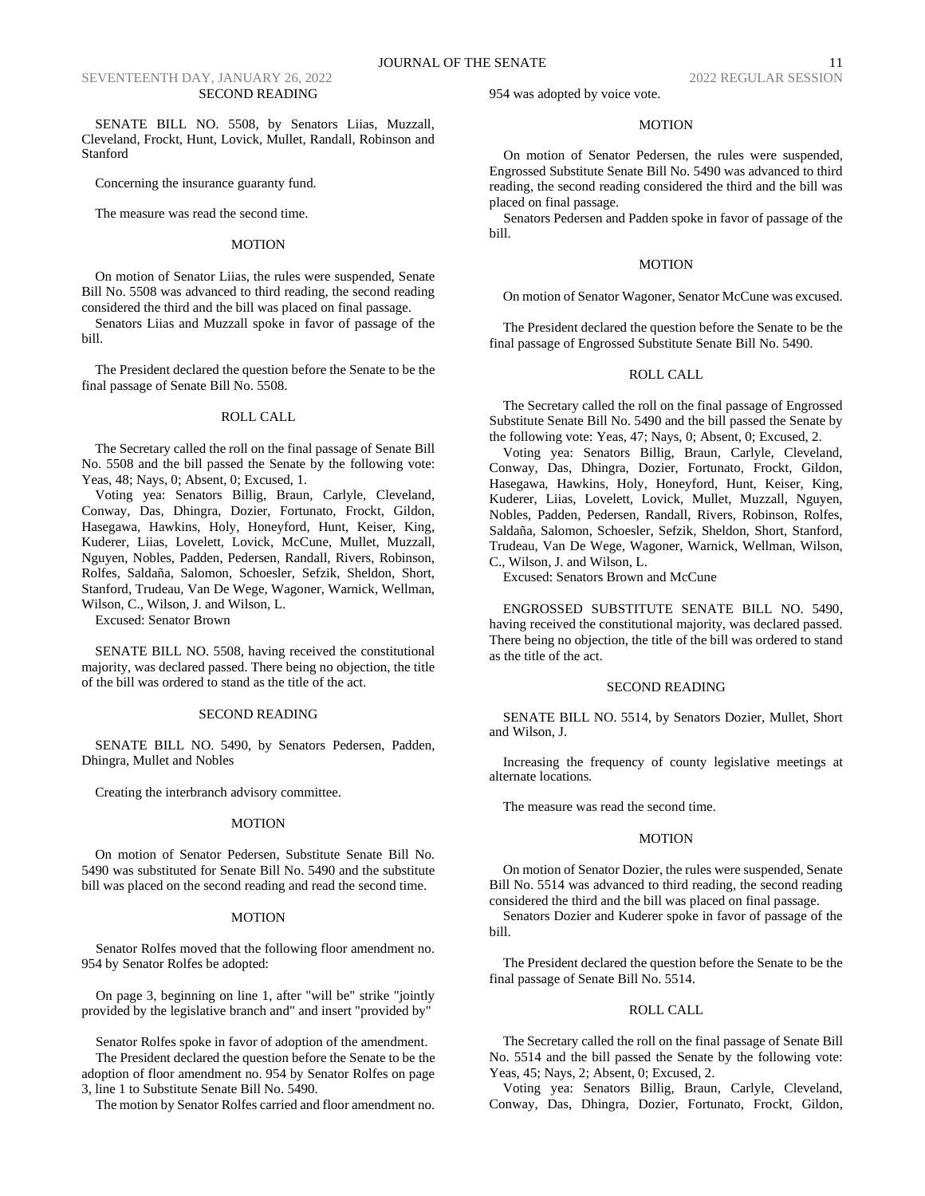## SECOND READING

SENATE BILL NO. 5508, by Senators Liias, Muzzall, Cleveland, Frockt, Hunt, Lovick, Mullet, Randall, Robinson and Stanford

Concerning the insurance guaranty fund.

The measure was read the second time.

### MOTION

On motion of Senator Liias, the rules were suspended, Senate Bill No. 5508 was advanced to third reading, the second reading considered the third and the bill was placed on final passage.

Senators Liias and Muzzall spoke in favor of passage of the bill.

The President declared the question before the Senate to be the final passage of Senate Bill No. 5508.

### ROLL CALL

The Secretary called the roll on the final passage of Senate Bill No. 5508 and the bill passed the Senate by the following vote: Yeas, 48; Nays, 0; Absent, 0; Excused, 1.

Voting yea: Senators Billig, Braun, Carlyle, Cleveland, Conway, Das, Dhingra, Dozier, Fortunato, Frockt, Gildon, Hasegawa, Hawkins, Holy, Honeyford, Hunt, Keiser, King, Kuderer, Liias, Lovelett, Lovick, McCune, Mullet, Muzzall, Nguyen, Nobles, Padden, Pedersen, Randall, Rivers, Robinson, Rolfes, Saldaña, Salomon, Schoesler, Sefzik, Sheldon, Short, Stanford, Trudeau, Van De Wege, Wagoner, Warnick, Wellman, Wilson, C., Wilson, J. and Wilson, L.

Excused: Senator Brown

SENATE BILL NO. 5508, having received the constitutional majority, was declared passed. There being no objection, the title of the bill was ordered to stand as the title of the act.

## SECOND READING

SENATE BILL NO. 5490, by Senators Pedersen, Padden, Dhingra, Mullet and Nobles

Creating the interbranch advisory committee.

### MOTION

On motion of Senator Pedersen, Substitute Senate Bill No. 5490 was substituted for Senate Bill No. 5490 and the substitute bill was placed on the second reading and read the second time.

### MOTION

Senator Rolfes moved that the following floor amendment no. 954 by Senator Rolfes be adopted:

On page 3, beginning on line 1, after "will be" strike "jointly provided by the legislative branch and" and insert "provided by"

Senator Rolfes spoke in favor of adoption of the amendment.

The President declared the question before the Senate to be the adoption of floor amendment no. 954 by Senator Rolfes on page 3, line 1 to Substitute Senate Bill No. 5490.

The motion by Senator Rolfes carried and floor amendment no. 954 was adopted by voice vote.

### MOTION

On motion of Senator Pedersen, the rules were suspended, Engrossed Substitute Senate Bill No. 5490 was advanced to third reading, the second reading considered the third and the bill was placed on final passage.

Senators Pedersen and Padden spoke in favor of passage of the bill.

### MOTION

On motion of Senator Wagoner, Senator McCune was excused.

The President declared the question before the Senate to be the final passage of Engrossed Substitute Senate Bill No. 5490.

### ROLL CALL

The Secretary called the roll on the final passage of Engrossed Substitute Senate Bill No. 5490 and the bill passed the Senate by the following vote: Yeas, 47; Nays, 0; Absent, 0; Excused, 2.

Voting yea: Senators Billig, Braun, Carlyle, Cleveland, Conway, Das, Dhingra, Dozier, Fortunato, Frockt, Gildon, Hasegawa, Hawkins, Holy, Honeyford, Hunt, Keiser, King, Kuderer, Liias, Lovelett, Lovick, Mullet, Muzzall, Nguyen, Nobles, Padden, Pedersen, Randall, Rivers, Robinson, Rolfes, Saldaña, Salomon, Schoesler, Sefzik, Sheldon, Short, Stanford, Trudeau, Van De Wege, Wagoner, Warnick, Wellman, Wilson, C., Wilson, J. and Wilson, L.

Excused: Senators Brown and McCune

ENGROSSED SUBSTITUTE SENATE BILL NO. 5490, having received the constitutional majority, was declared passed. There being no objection, the title of the bill was ordered to stand as the title of the act.

## SECOND READING

SENATE BILL NO. 5514, by Senators Dozier, Mullet, Short and Wilson, J.

Increasing the frequency of county legislative meetings at alternate locations.

The measure was read the second time.

### MOTION

On motion of Senator Dozier, the rules were suspended, Senate Bill No. 5514 was advanced to third reading, the second reading considered the third and the bill was placed on final passage.

Senators Dozier and Kuderer spoke in favor of passage of the bill.

The President declared the question before the Senate to be the final passage of Senate Bill No. 5514.

### ROLL CALL

The Secretary called the roll on the final passage of Senate Bill No. 5514 and the bill passed the Senate by the following vote: Yeas, 45; Nays, 2; Absent, 0; Excused, 2.

Voting yea: Senators Billig, Braun, Carlyle, Cleveland, Conway, Das, Dhingra, Dozier, Fortunato, Frockt, Gildon,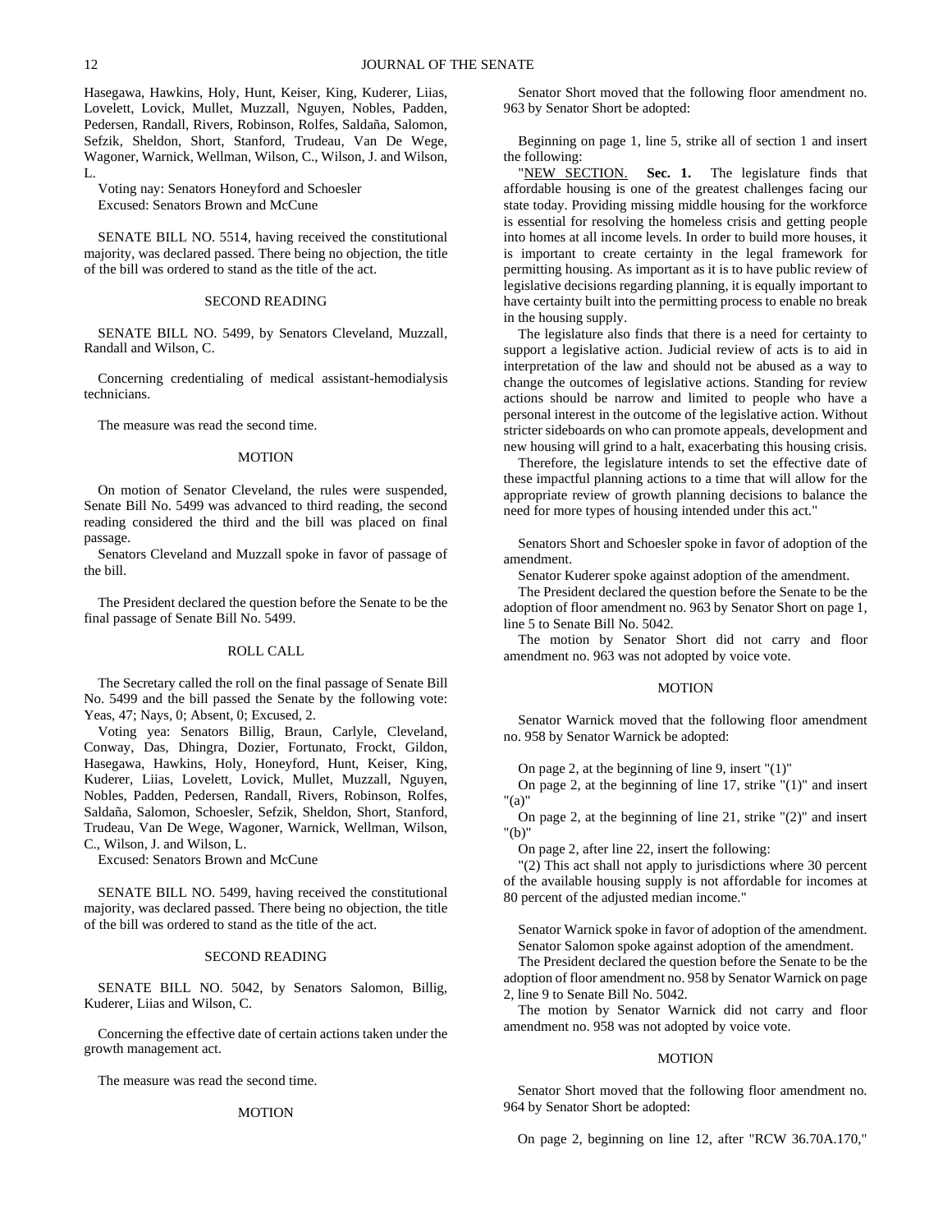Hasegawa, Hawkins, Holy, Hunt, Keiser, King, Kuderer, Liias, Lovelett, Lovick, Mullet, Muzzall, Nguyen, Nobles, Padden, Pedersen, Randall, Rivers, Robinson, Rolfes, Saldaña, Salomon, Sefzik, Sheldon, Short, Stanford, Trudeau, Van De Wege, Wagoner, Warnick, Wellman, Wilson, C., Wilson, J. and Wilson, L.

Voting nay: Senators Honeyford and Schoesler

Excused: Senators Brown and McCune

SENATE BILL NO. 5514, having received the constitutional majority, was declared passed. There being no objection, the title of the bill was ordered to stand as the title of the act.

## SECOND READING

SENATE BILL NO. 5499, by Senators Cleveland, Muzzall, Randall and Wilson, C.

Concerning credentialing of medical assistant-hemodialysis technicians.

The measure was read the second time.

## MOTION

On motion of Senator Cleveland, the rules were suspended, Senate Bill No. 5499 was advanced to third reading, the second reading considered the third and the bill was placed on final passage.

Senators Cleveland and Muzzall spoke in favor of passage of the bill.

The President declared the question before the Senate to be the final passage of Senate Bill No. 5499.

## ROLL CALL

The Secretary called the roll on the final passage of Senate Bill No. 5499 and the bill passed the Senate by the following vote: Yeas, 47; Nays, 0; Absent, 0; Excused, 2.

Voting yea: Senators Billig, Braun, Carlyle, Cleveland, Conway, Das, Dhingra, Dozier, Fortunato, Frockt, Gildon, Hasegawa, Hawkins, Holy, Honeyford, Hunt, Keiser, King, Kuderer, Liias, Lovelett, Lovick, Mullet, Muzzall, Nguyen, Nobles, Padden, Pedersen, Randall, Rivers, Robinson, Rolfes, Saldaña, Salomon, Schoesler, Sefzik, Sheldon, Short, Stanford, Trudeau, Van De Wege, Wagoner, Warnick, Wellman, Wilson, C., Wilson, J. and Wilson, L.

Excused: Senators Brown and McCune

SENATE BILL NO. 5499, having received the constitutional majority, was declared passed. There being no objection, the title of the bill was ordered to stand as the title of the act.

## SECOND READING

SENATE BILL NO. 5042, by Senators Salomon, Billig, Kuderer, Liias and Wilson, C.

Concerning the effective date of certain actions taken under the growth management act.

The measure was read the second time.

## MOTION

Senator Short moved that the following floor amendment no. 963 by Senator Short be adopted:

Beginning on page 1, line 5, strike all of section 1 and insert the following:

"NEW SECTION. **Sec. 1.** The legislature finds that affordable housing is one of the greatest challenges facing our state today. Providing missing middle housing for the workforce is essential for resolving the homeless crisis and getting people into homes at all income levels. In order to build more houses, it is important to create certainty in the legal framework for permitting housing. As important as it is to have public review of legislative decisions regarding planning, it is equally important to have certainty built into the permitting process to enable no break in the housing supply.

The legislature also finds that there is a need for certainty to support a legislative action. Judicial review of acts is to aid in interpretation of the law and should not be abused as a way to change the outcomes of legislative actions. Standing for review actions should be narrow and limited to people who have a personal interest in the outcome of the legislative action. Without stricter sideboards on who can promote appeals, development and new housing will grind to a halt, exacerbating this housing crisis.

Therefore, the legislature intends to set the effective date of these impactful planning actions to a time that will allow for the appropriate review of growth planning decisions to balance the need for more types of housing intended under this act."

Senators Short and Schoesler spoke in favor of adoption of the amendment.

Senator Kuderer spoke against adoption of the amendment.

The President declared the question before the Senate to be the adoption of floor amendment no. 963 by Senator Short on page 1, line 5 to Senate Bill No. 5042.

The motion by Senator Short did not carry and floor amendment no. 963 was not adopted by voice vote.

## MOTION

Senator Warnick moved that the following floor amendment no. 958 by Senator Warnick be adopted:

On page 2, at the beginning of line 9, insert "(1)"

On page 2, at the beginning of line 17, strike "(1)" and insert "(a)"

On page 2, at the beginning of line 21, strike "(2)" and insert "(b)"

On page 2, after line 22, insert the following:

"(2) This act shall not apply to jurisdictions where 30 percent of the available housing supply is not affordable for incomes at 80 percent of the adjusted median income."

Senator Warnick spoke in favor of adoption of the amendment.

Senator Salomon spoke against adoption of the amendment.

The President declared the question before the Senate to be the adoption of floor amendment no. 958 by Senator Warnick on page 2, line 9 to Senate Bill No. 5042.

The motion by Senator Warnick did not carry and floor amendment no. 958 was not adopted by voice vote.

## MOTION

Senator Short moved that the following floor amendment no. 964 by Senator Short be adopted:

On page 2, beginning on line 12, after "RCW 36.70A.170,"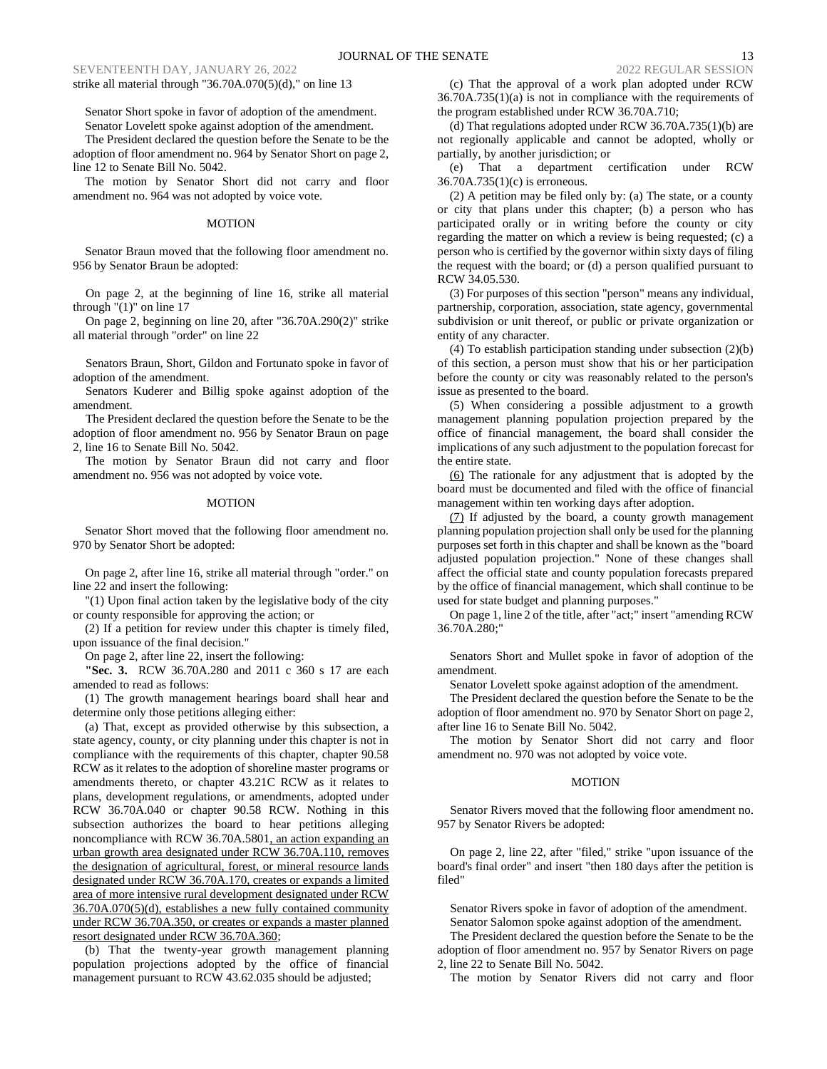strike all material through "36.70A.070(5)(d)," on line 13

Senator Short spoke in favor of adoption of the amendment.

Senator Lovelett spoke against adoption of the amendment.

The President declared the question before the Senate to be the adoption of floor amendment no. 964 by Senator Short on page 2, line 12 to Senate Bill No. 5042.

The motion by Senator Short did not carry and floor amendment no. 964 was not adopted by voice vote.

MOTION

Senator Braun moved that the following floor amendment no. 956 by Senator Braun be adopted:

On page 2, at the beginning of line 16, strike all material through "(1)" on line 17

On page 2, beginning on line 20, after "36.70A.290(2)" strike all material through "order" on line 22

Senators Braun, Short, Gildon and Fortunato spoke in favor of adoption of the amendment.

Senators Kuderer and Billig spoke against adoption of the amendment.

The President declared the question before the Senate to be the adoption of floor amendment no. 956 by Senator Braun on page 2, line 16 to Senate Bill No. 5042.

The motion by Senator Braun did not carry and floor amendment no. 956 was not adopted by voice vote.

MOTION

Senator Short moved that the following floor amendment no. 970 by Senator Short be adopted:

On page 2, after line 16, strike all material through "order." on line 22 and insert the following:

"(1) Upon final action taken by the legislative body of the city or county responsible for approving the action; or

(2) If a petition for review under this chapter is timely filed, upon issuance of the final decision."

On page 2, after line 22, insert the following:

"**Sec. 3.** RCW 36.70A.280 and 2011 c 360 s 17 are each amended to read as follows:

(1) The growth management hearings board shall hear and determine only those petitions alleging either:

(a) That, except as provided otherwise by this subsection, a state agency, county, or city planning under this chapter is not in compliance with the requirements of this chapter, chapter 90.58 RCW as it relates to the adoption of shoreline master programs or amendments thereto, or chapter 43.21C RCW as it relates to plans, development regulations, or amendments, adopted under RCW 36.70A.040 or chapter 90.58 RCW. Nothing in this subsection authorizes the board to hear petitions alleging noncompliance with RCW 36.70A.5801, an action expanding an urban growth area designated under RCW 36.70A.110, removes the designation of agricultural, forest, or mineral resource lands designated under RCW 36.70A.170, creates or expands a limited area of more intensive rural development designated under RCW 36.70A.070(5)(d), establishes a new fully contained community under RCW 36.70A.350, or creates or expands a master planned resort designated under RCW 36.70A.360;

(b) That the twenty-year growth management planning population projections adopted by the office of financial management pursuant to RCW 43.62.035 should be adjusted;

(c) That the approval of a work plan adopted under RCW 36.70A.735(1)(a) is not in compliance with the requirements of the program established under RCW 36.70A.710;

(d) That regulations adopted under RCW 36.70A.735(1)(b) are not regionally applicable and cannot be adopted, wholly or partially, by another jurisdiction; or

(e) That a department certification under RCW 36.70A.735(1)(c) is erroneous.

(2) A petition may be filed only by: (a) The state, or a county or city that plans under this chapter; (b) a person who has participated orally or in writing before the county or city regarding the matter on which a review is being requested; (c) a person who is certified by the governor within sixty days of filing the request with the board; or (d) a person qualified pursuant to RCW 34.05.530.

(3) For purposes of this section "person" means any individual, partnership, corporation, association, state agency, governmental subdivision or unit thereof, or public or private organization or entity of any character.

(4) To establish participation standing under subsection (2)(b) of this section, a person must show that his or her participation before the county or city was reasonably related to the person's issue as presented to the board.

(5) When considering a possible adjustment to a growth management planning population projection prepared by the office of financial management, the board shall consider the implications of any such adjustment to the population forecast for the entire state.

(6) The rationale for any adjustment that is adopted by the board must be documented and filed with the office of financial management within ten working days after adoption.

(7) If adjusted by the board, a county growth management planning population projection shall only be used for the planning purposes set forth in this chapter and shall be known as the "board adjusted population projection." None of these changes shall affect the official state and county population forecasts prepared by the office of financial management, which shall continue to be used for state budget and planning purposes."

On page 1, line 2 of the title, after "act;" insert "amending RCW 36.70A.280;"

Senators Short and Mullet spoke in favor of adoption of the amendment.

Senator Lovelett spoke against adoption of the amendment.

The President declared the question before the Senate to be the adoption of floor amendment no. 970 by Senator Short on page 2, after line 16 to Senate Bill No. 5042.

The motion by Senator Short did not carry and floor amendment no. 970 was not adopted by voice vote.

MOTION

Senator Rivers moved that the following floor amendment no. 957 by Senator Rivers be adopted:

On page 2, line 22, after "filed," strike "upon issuance of the board's final order" and insert "then 180 days after the petition is filed"

Senator Rivers spoke in favor of adoption of the amendment.

Senator Salomon spoke against adoption of the amendment.

The President declared the question before the Senate to be the adoption of floor amendment no. 957 by Senator Rivers on page 2, line 22 to Senate Bill No. 5042.

The motion by Senator Rivers did not carry and floor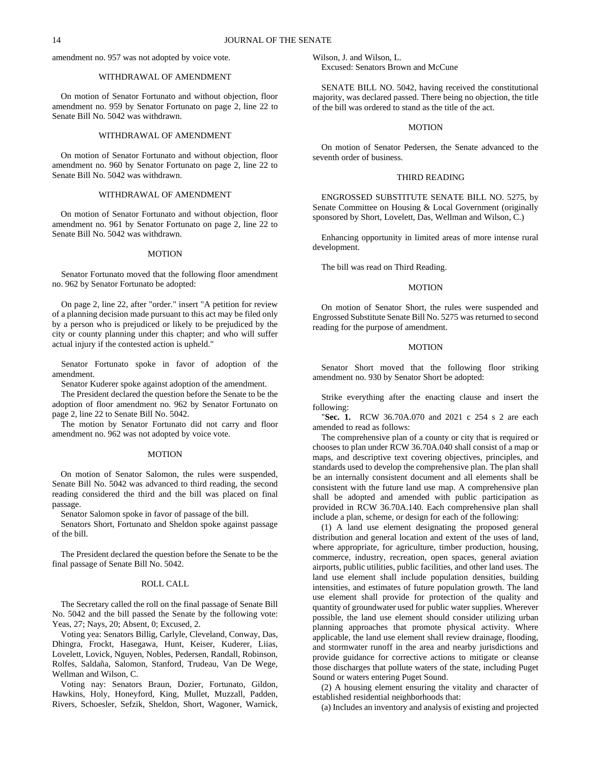amendment no. 957 was not adopted by voice vote.

### WITHDRAWAL OF AMENDMENT

On motion of Senator Fortunato and without objection, floor amendment no. 959 by Senator Fortunato on page 2, line 22 to Senate Bill No. 5042 was withdrawn.

### WITHDRAWAL OF AMENDMENT

On motion of Senator Fortunato and without objection, floor amendment no. 960 by Senator Fortunato on page 2, line 22 to Senate Bill No. 5042 was withdrawn.

### WITHDRAWAL OF AMENDMENT

On motion of Senator Fortunato and without objection, floor amendment no. 961 by Senator Fortunato on page 2, line 22 to Senate Bill No. 5042 was withdrawn.

### MOTION

Senator Fortunato moved that the following floor amendment no. 962 by Senator Fortunato be adopted:

On page 2, line 22, after "order." insert "A petition for review of a planning decision made pursuant to this act may be filed only by a person who is prejudiced or likely to be prejudiced by the city or county planning under this chapter; and who will suffer actual injury if the contested action is upheld."

Senator Fortunato spoke in favor of adoption of the amendment.

Senator Kuderer spoke against adoption of the amendment.

The President declared the question before the Senate to be the adoption of floor amendment no. 962 by Senator Fortunato on page 2, line 22 to Senate Bill No. 5042.

The motion by Senator Fortunato did not carry and floor amendment no. 962 was not adopted by voice vote.

### MOTION

On motion of Senator Salomon, the rules were suspended, Senate Bill No. 5042 was advanced to third reading, the second reading considered the third and the bill was placed on final passage.

Senator Salomon spoke in favor of passage of the bill.

Senators Short, Fortunato and Sheldon spoke against passage of the bill.

The President declared the question before the Senate to be the final passage of Senate Bill No. 5042.

### ROLL CALL

The Secretary called the roll on the final passage of Senate Bill No. 5042 and the bill passed the Senate by the following vote: Yeas, 27; Nays, 20; Absent, 0; Excused, 2.

Voting yea: Senators Billig, Carlyle, Cleveland, Conway, Das, Dhingra, Frockt, Hasegawa, Hunt, Keiser, Kuderer, Liias, Lovelett, Lovick, Nguyen, Nobles, Pedersen, Randall, Robinson, Rolfes, Saldaña, Salomon, Stanford, Trudeau, Van De Wege, Wellman and Wilson, C.

Voting nay: Senators Braun, Dozier, Fortunato, Gildon, Hawkins, Holy, Honeyford, King, Mullet, Muzzall, Padden, Rivers, Schoesler, Sefzik, Sheldon, Short, Wagoner, Warnick, Wilson, J. and Wilson, L.

Excused: Senators Brown and McCune

SENATE BILL NO. 5042, having received the constitutional majority, was declared passed. There being no objection, the title of the bill was ordered to stand as the title of the act.

### MOTION

On motion of Senator Pedersen, the Senate advanced to the seventh order of business.

### THIRD READING

ENGROSSED SUBSTITUTE SENATE BILL NO. 5275, by Senate Committee on Housing & Local Government (originally sponsored by Short, Lovelett, Das, Wellman and Wilson, C.)

Enhancing opportunity in limited areas of more intense rural development.

The bill was read on Third Reading.

### MOTION

On motion of Senator Short, the rules were suspended and Engrossed Substitute Senate Bill No. 5275 was returned to second reading for the purpose of amendment.

### MOTION

Senator Short moved that the following floor striking amendment no. 930 by Senator Short be adopted:

Strike everything after the enacting clause and insert the following:

"**Sec. 1.** RCW 36.70A.070 and 2021 c 254 s 2 are each amended to read as follows:

The comprehensive plan of a county or city that is required or chooses to plan under RCW 36.70A.040 shall consist of a map or maps, and descriptive text covering objectives, principles, and standards used to develop the comprehensive plan. The plan shall be an internally consistent document and all elements shall be consistent with the future land use map. A comprehensive plan shall be adopted and amended with public participation as provided in RCW 36.70A.140. Each comprehensive plan shall include a plan, scheme, or design for each of the following:

(1) A land use element designating the proposed general distribution and general location and extent of the uses of land, where appropriate, for agriculture, timber production, housing, commerce, industry, recreation, open spaces, general aviation airports, public utilities, public facilities, and other land uses. The land use element shall include population densities, building intensities, and estimates of future population growth. The land use element shall provide for protection of the quality and quantity of groundwater used for public water supplies. Wherever possible, the land use element should consider utilizing urban planning approaches that promote physical activity. Where applicable, the land use element shall review drainage, flooding, and stormwater runoff in the area and nearby jurisdictions and provide guidance for corrective actions to mitigate or cleanse those discharges that pollute waters of the state, including Puget Sound or waters entering Puget Sound.

(2) A housing element ensuring the vitality and character of established residential neighborhoods that:

(a) Includes an inventory and analysis of existing and projected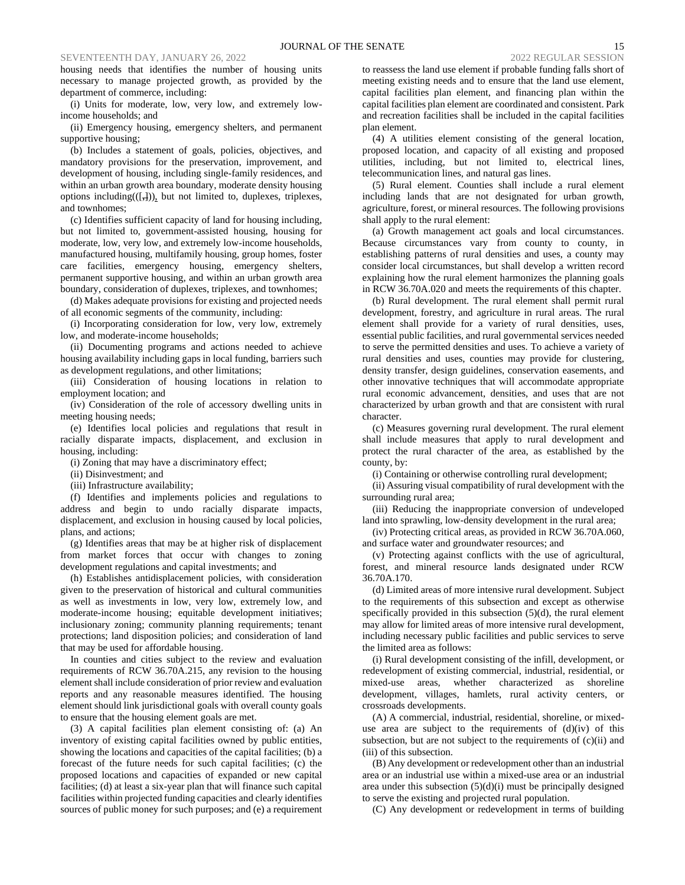housing needs that identifies the number of housing units necessary to manage projected growth, as provided by the department of commerce, including:

(i) Units for moderate, low, very low, and extremely low-income households; and

(ii) Emergency housing, emergency shelters, and permanent supportive housing;

(b) Includes a statement of goals, policies, objectives, and mandatory provisions for the preservation, improvement, and development of housing, including single-family residences, and within an urban growth area boundary, moderate density housing options including(([,])), but not limited to, duplexes, triplexes, and townhomes;

(c) Identifies sufficient capacity of land for housing including, but not limited to, government-assisted housing, housing for moderate, low, very low, and extremely low-income households, manufactured housing, multifamily housing, group homes, foster care facilities, emergency housing, emergency shelters, permanent supportive housing, and within an urban growth area boundary, consideration of duplexes, triplexes, and townhomes;

(d) Makes adequate provisions for existing and projected needs of all economic segments of the community, including:

(i) Incorporating consideration for low, very low, extremely low, and moderate-income households;

(ii) Documenting programs and actions needed to achieve housing availability including gaps in local funding, barriers such as development regulations, and other limitations;

(iii) Consideration of housing locations in relation to employment location; and

(iv) Consideration of the role of accessory dwelling units in meeting housing needs;

(e) Identifies local policies and regulations that result in racially disparate impacts, displacement, and exclusion in housing, including:

(i) Zoning that may have a discriminatory effect;

(ii) Disinvestment; and

(iii) Infrastructure availability;

(f) Identifies and implements policies and regulations to address and begin to undo racially disparate impacts, displacement, and exclusion in housing caused by local policies, plans, and actions;

(g) Identifies areas that may be at higher risk of displacement from market forces that occur with changes to zoning development regulations and capital investments; and

(h) Establishes antidisplacement policies, with consideration given to the preservation of historical and cultural communities as well as investments in low, very low, extremely low, and moderate-income housing; equitable development initiatives; inclusionary zoning; community planning requirements; tenant protections; land disposition policies; and consideration of land that may be used for affordable housing.

In counties and cities subject to the review and evaluation requirements of RCW 36.70A.215, any revision to the housing element shall include consideration of prior review and evaluation reports and any reasonable measures identified. The housing element should link jurisdictional goals with overall county goals to ensure that the housing element goals are met.

(3) A capital facilities plan element consisting of: (a) An inventory of existing capital facilities owned by public entities, showing the locations and capacities of the capital facilities; (b) a forecast of the future needs for such capital facilities; (c) the proposed locations and capacities of expanded or new capital facilities; (d) at least a six-year plan that will finance such capital facilities within projected funding capacities and clearly identifies sources of public money for such purposes; and (e) a requirement to reassess the land use element if probable funding falls short of meeting existing needs and to ensure that the land use element, capital facilities plan element, and financing plan within the capital facilities plan element are coordinated and consistent. Park and recreation facilities shall be included in the capital facilities plan element.

(4) A utilities element consisting of the general location, proposed location, and capacity of all existing and proposed utilities, including, but not limited to, electrical lines, telecommunication lines, and natural gas lines.

(5) Rural element. Counties shall include a rural element including lands that are not designated for urban growth, agriculture, forest, or mineral resources. The following provisions shall apply to the rural element:

(a) Growth management act goals and local circumstances. Because circumstances vary from county to county, in establishing patterns of rural densities and uses, a county may consider local circumstances, but shall develop a written record explaining how the rural element harmonizes the planning goals in RCW 36.70A.020 and meets the requirements of this chapter.

(b) Rural development. The rural element shall permit rural development, forestry, and agriculture in rural areas. The rural element shall provide for a variety of rural densities, uses, essential public facilities, and rural governmental services needed to serve the permitted densities and uses. To achieve a variety of rural densities and uses, counties may provide for clustering, density transfer, design guidelines, conservation easements, and other innovative techniques that will accommodate appropriate rural economic advancement, densities, and uses that are not characterized by urban growth and that are consistent with rural character.

(c) Measures governing rural development. The rural element shall include measures that apply to rural development and protect the rural character of the area, as established by the county, by:

(i) Containing or otherwise controlling rural development;

(ii) Assuring visual compatibility of rural development with the surrounding rural area;

(iii) Reducing the inappropriate conversion of undeveloped land into sprawling, low-density development in the rural area;

(iv) Protecting critical areas, as provided in RCW 36.70A.060, and surface water and groundwater resources; and

(v) Protecting against conflicts with the use of agricultural, forest, and mineral resource lands designated under RCW 36.70A.170.

(d) Limited areas of more intensive rural development. Subject to the requirements of this subsection and except as otherwise specifically provided in this subsection (5)(d), the rural element may allow for limited areas of more intensive rural development, including necessary public facilities and public services to serve the limited area as follows:

(i) Rural development consisting of the infill, development, or redevelopment of existing commercial, industrial, residential, or mixed-use areas, whether characterized as shoreline development, villages, hamlets, rural activity centers, or crossroads developments.

(A) A commercial, industrial, residential, shoreline, or mixed-use area are subject to the requirements of (d)(iv) of this subsection, but are not subject to the requirements of (c)(ii) and (iii) of this subsection.

(B) Any development or redevelopment other than an industrial area or an industrial use within a mixed-use area or an industrial area under this subsection (5)(d)(i) must be principally designed to serve the existing and projected rural population.

(C) Any development or redevelopment in terms of building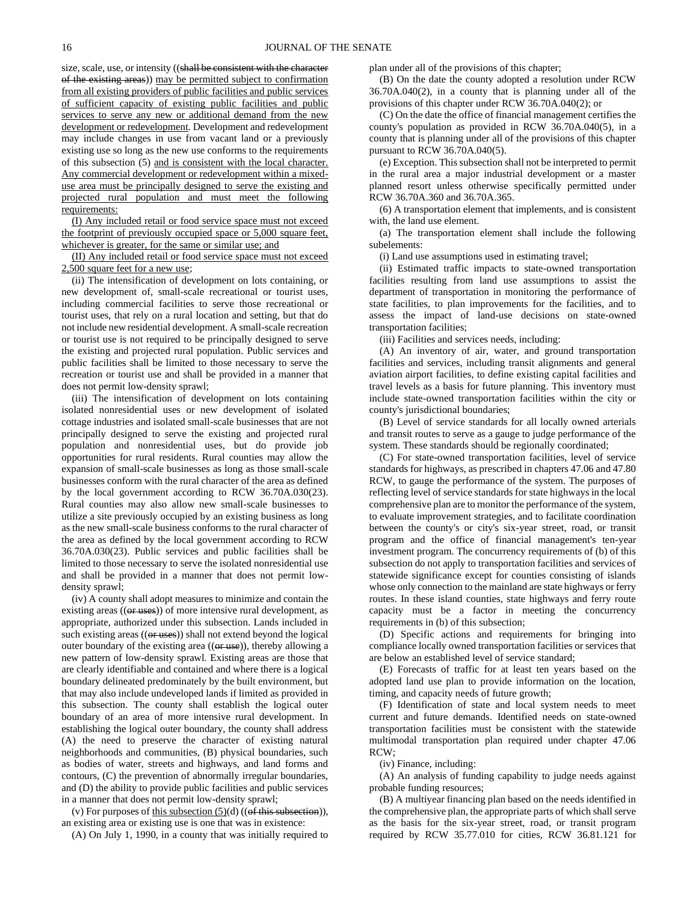size, scale, use, or intensity ((shall be consistent with the character of the existing areas)) may be permitted subject to confirmation from all existing providers of public facilities and public services of sufficient capacity of existing public facilities and public services to serve any new or additional demand from the new development or redevelopment. Development and redevelopment may include changes in use from vacant land or a previously existing use so long as the new use conforms to the requirements of this subsection (5) and is consistent with the local character. Any commercial development or redevelopment within a mixed-use area must be principally designed to serve the existing and projected rural population and must meet the following requirements:

(I) Any included retail or food service space must not exceed the footprint of previously occupied space or 5,000 square feet, whichever is greater, for the same or similar use; and

(II) Any included retail or food service space must not exceed 2,500 square feet for a new use;

(ii) The intensification of development on lots containing, or new development of, small-scale recreational or tourist uses, including commercial facilities to serve those recreational or tourist uses, that rely on a rural location and setting, but that do not include new residential development. A small-scale recreation or tourist use is not required to be principally designed to serve the existing and projected rural population. Public services and public facilities shall be limited to those necessary to serve the recreation or tourist use and shall be provided in a manner that does not permit low-density sprawl;

(iii) The intensification of development on lots containing isolated nonresidential uses or new development of isolated cottage industries and isolated small-scale businesses that are not principally designed to serve the existing and projected rural population and nonresidential uses, but do provide job opportunities for rural residents. Rural counties may allow the expansion of small-scale businesses as long as those small-scale businesses conform with the rural character of the area as defined by the local government according to RCW 36.70A.030(23). Rural counties may also allow new small-scale businesses to utilize a site previously occupied by an existing business as long as the new small-scale business conforms to the rural character of the area as defined by the local government according to RCW 36.70A.030(23). Public services and public facilities shall be limited to those necessary to serve the isolated nonresidential use and shall be provided in a manner that does not permit low-density sprawl;

(iv) A county shall adopt measures to minimize and contain the existing areas ((or uses)) of more intensive rural development, as appropriate, authorized under this subsection. Lands included in such existing areas ((or uses)) shall not extend beyond the logical outer boundary of the existing area ((or use)), thereby allowing a new pattern of low-density sprawl. Existing areas are those that are clearly identifiable and contained and where there is a logical boundary delineated predominately by the built environment, but that may also include undeveloped lands if limited as provided in this subsection. The county shall establish the logical outer boundary of an area of more intensive rural development. In establishing the logical outer boundary, the county shall address (A) the need to preserve the character of existing natural neighborhoods and communities, (B) physical boundaries, such as bodies of water, streets and highways, and land forms and contours, (C) the prevention of abnormally irregular boundaries, and (D) the ability to provide public facilities and public services in a manner that does not permit low-density sprawl;

(v) For purposes of this subsection (5)(d) ((of this subsection)), an existing area or existing use is one that was in existence:

(A) On July 1, 1990, in a county that was initially required to plan under all of the provisions of this chapter;

(B) On the date the county adopted a resolution under RCW 36.70A.040(2), in a county that is planning under all of the provisions of this chapter under RCW 36.70A.040(2); or

(C) On the date the office of financial management certifies the county's population as provided in RCW 36.70A.040(5), in a county that is planning under all of the provisions of this chapter pursuant to RCW 36.70A.040(5).

(e) Exception. This subsection shall not be interpreted to permit in the rural area a major industrial development or a master planned resort unless otherwise specifically permitted under RCW 36.70A.360 and 36.70A.365.

(6) A transportation element that implements, and is consistent with, the land use element.

(a) The transportation element shall include the following subelements:

(i) Land use assumptions used in estimating travel;

(ii) Estimated traffic impacts to state-owned transportation facilities resulting from land use assumptions to assist the department of transportation in monitoring the performance of state facilities, to plan improvements for the facilities, and to assess the impact of land-use decisions on state-owned transportation facilities;

(iii) Facilities and services needs, including:

(A) An inventory of air, water, and ground transportation facilities and services, including transit alignments and general aviation airport facilities, to define existing capital facilities and travel levels as a basis for future planning. This inventory must include state-owned transportation facilities within the city or county's jurisdictional boundaries;

(B) Level of service standards for all locally owned arterials and transit routes to serve as a gauge to judge performance of the system. These standards should be regionally coordinated;

(C) For state-owned transportation facilities, level of service standards for highways, as prescribed in chapters 47.06 and 47.80 RCW, to gauge the performance of the system. The purposes of reflecting level of service standards for state highways in the local comprehensive plan are to monitor the performance of the system, to evaluate improvement strategies, and to facilitate coordination between the county's or city's six-year street, road, or transit program and the office of financial management's ten-year investment program. The concurrency requirements of (b) of this subsection do not apply to transportation facilities and services of statewide significance except for counties consisting of islands whose only connection to the mainland are state highways or ferry routes. In these island counties, state highways and ferry route capacity must be a factor in meeting the concurrency requirements in (b) of this subsection;

(D) Specific actions and requirements for bringing into compliance locally owned transportation facilities or services that are below an established level of service standard;

(E) Forecasts of traffic for at least ten years based on the adopted land use plan to provide information on the location, timing, and capacity needs of future growth;

(F) Identification of state and local system needs to meet current and future demands. Identified needs on state-owned transportation facilities must be consistent with the statewide multimodal transportation plan required under chapter 47.06 RCW;

(iv) Finance, including:

(A) An analysis of funding capability to judge needs against probable funding resources;

(B) A multiyear financing plan based on the needs identified in the comprehensive plan, the appropriate parts of which shall serve as the basis for the six-year street, road, or transit program required by RCW 35.77.010 for cities, RCW 36.81.121 for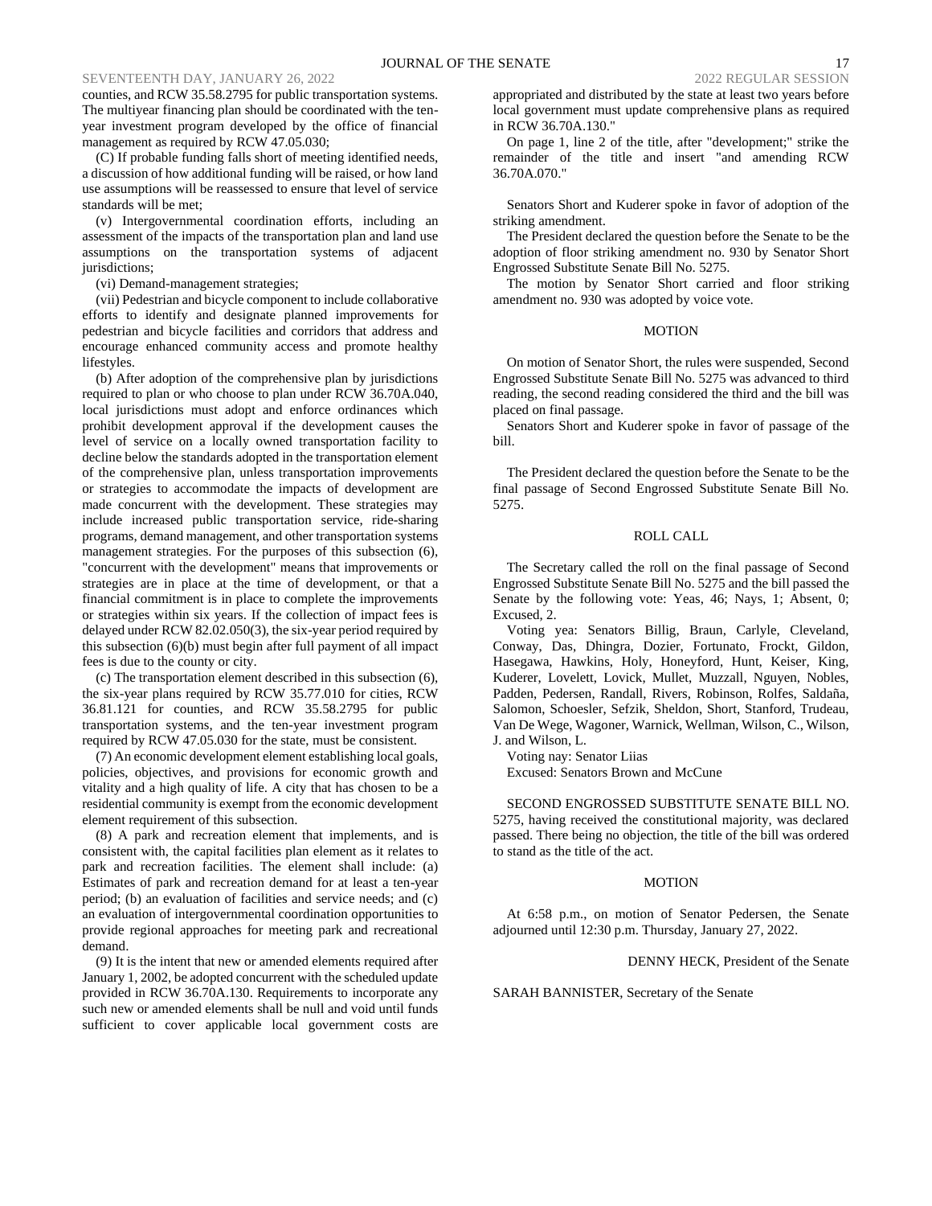counties, and RCW 35.58.2795 for public transportation systems. The multiyear financing plan should be coordinated with the ten-year investment program developed by the office of financial management as required by RCW 47.05.030;

(C) If probable funding falls short of meeting identified needs, a discussion of how additional funding will be raised, or how land use assumptions will be reassessed to ensure that level of service standards will be met;

(v) Intergovernmental coordination efforts, including an assessment of the impacts of the transportation plan and land use assumptions on the transportation systems of adjacent jurisdictions;

(vi) Demand-management strategies;

(vii) Pedestrian and bicycle component to include collaborative efforts to identify and designate planned improvements for pedestrian and bicycle facilities and corridors that address and encourage enhanced community access and promote healthy lifestyles.

(b) After adoption of the comprehensive plan by jurisdictions required to plan or who choose to plan under RCW 36.70A.040, local jurisdictions must adopt and enforce ordinances which prohibit development approval if the development causes the level of service on a locally owned transportation facility to decline below the standards adopted in the transportation element of the comprehensive plan, unless transportation improvements or strategies to accommodate the impacts of development are made concurrent with the development. These strategies may include increased public transportation service, ride-sharing programs, demand management, and other transportation systems management strategies. For the purposes of this subsection (6), "concurrent with the development" means that improvements or strategies are in place at the time of development, or that a financial commitment is in place to complete the improvements or strategies within six years. If the collection of impact fees is delayed under RCW 82.02.050(3), the six-year period required by this subsection (6)(b) must begin after full payment of all impact fees is due to the county or city.

(c) The transportation element described in this subsection (6), the six-year plans required by RCW 35.77.010 for cities, RCW 36.81.121 for counties, and RCW 35.58.2795 for public transportation systems, and the ten-year investment program required by RCW 47.05.030 for the state, must be consistent.

(7) An economic development element establishing local goals, policies, objectives, and provisions for economic growth and vitality and a high quality of life. A city that has chosen to be a residential community is exempt from the economic development element requirement of this subsection.

(8) A park and recreation element that implements, and is consistent with, the capital facilities plan element as it relates to park and recreation facilities. The element shall include: (a) Estimates of park and recreation demand for at least a ten-year period; (b) an evaluation of facilities and service needs; and (c) an evaluation of intergovernmental coordination opportunities to provide regional approaches for meeting park and recreational demand.

(9) It is the intent that new or amended elements required after January 1, 2002, be adopted concurrent with the scheduled update provided in RCW 36.70A.130. Requirements to incorporate any such new or amended elements shall be null and void until funds sufficient to cover applicable local government costs are appropriated and distributed by the state at least two years before local government must update comprehensive plans as required in RCW 36.70A.130."

On page 1, line 2 of the title, after "development;" strike the remainder of the title and insert "and amending RCW 36.70A.070."

Senators Short and Kuderer spoke in favor of adoption of the striking amendment.

The President declared the question before the Senate to be the adoption of floor striking amendment no. 930 by Senator Short Engrossed Substitute Senate Bill No. 5275.

The motion by Senator Short carried and floor striking amendment no. 930 was adopted by voice vote.

MOTION

On motion of Senator Short, the rules were suspended, Second Engrossed Substitute Senate Bill No. 5275 was advanced to third reading, the second reading considered the third and the bill was placed on final passage.

Senators Short and Kuderer spoke in favor of passage of the bill.

The President declared the question before the Senate to be the final passage of Second Engrossed Substitute Senate Bill No. 5275.

ROLL CALL

The Secretary called the roll on the final passage of Second Engrossed Substitute Senate Bill No. 5275 and the bill passed the Senate by the following vote: Yeas, 46; Nays, 1; Absent, 0; Excused, 2.

Voting yea: Senators Billig, Braun, Carlyle, Cleveland, Conway, Das, Dhingra, Dozier, Fortunato, Frockt, Gildon, Hasegawa, Hawkins, Holy, Honeyford, Hunt, Keiser, King, Kuderer, Lovelett, Lovick, Mullet, Muzzall, Nguyen, Nobles, Padden, Pedersen, Randall, Rivers, Robinson, Rolfes, Saldaña, Salomon, Schoesler, Sefzik, Sheldon, Short, Stanford, Trudeau, Van De Wege, Wagoner, Warnick, Wellman, Wilson, C., Wilson, J. and Wilson, L.

Voting nay: Senator Liias

Excused: Senators Brown and McCune

SECOND ENGROSSED SUBSTITUTE SENATE BILL NO. 5275, having received the constitutional majority, was declared passed. There being no objection, the title of the bill was ordered to stand as the title of the act.

MOTION

At 6:58 p.m., on motion of Senator Pedersen, the Senate adjourned until 12:30 p.m. Thursday, January 27, 2022.

DENNY HECK, President of the Senate

SARAH BANNISTER, Secretary of the Senate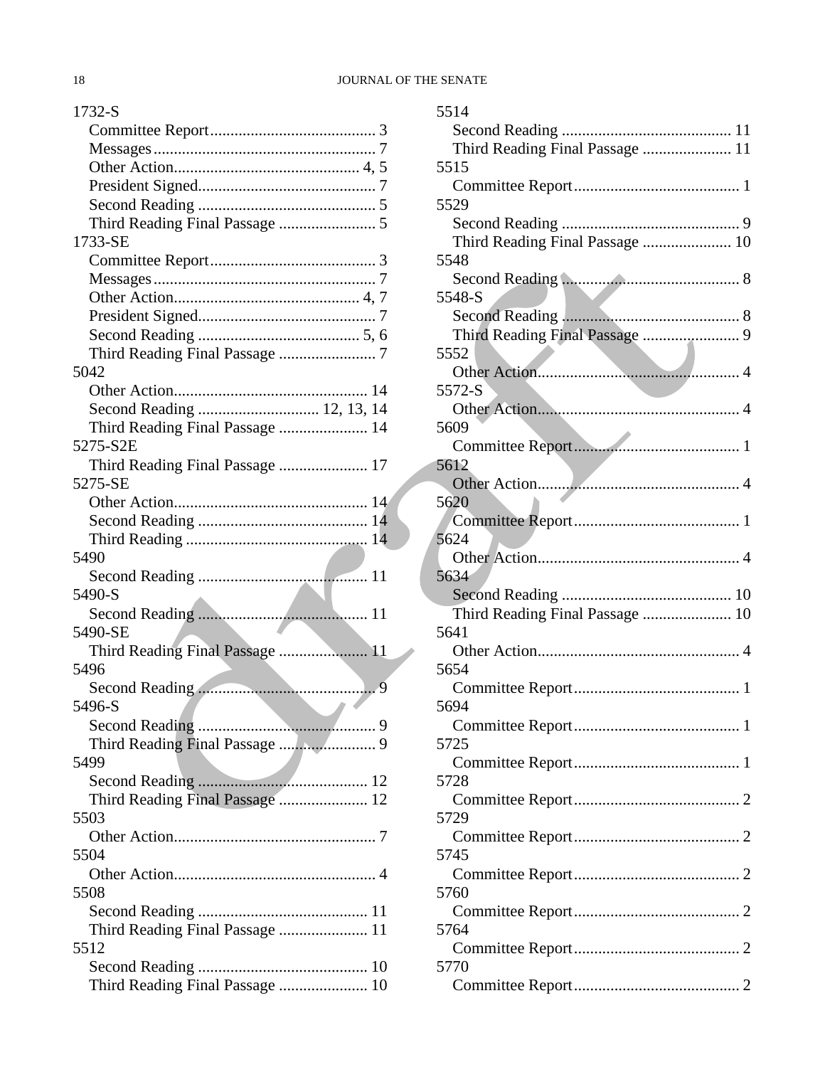1732-S
- Committee Report........................................ 3
- Messages...................................................... 7
- Other Action............................................. 4, 5
- President Signed........................................... 7
- Second Reading ............................................ 5
- Third Reading Final Passage ........................ 5

1733-SE
- Committee Report........................................ 3
- Messages...................................................... 7
- Other Action............................................. 4, 7
- President Signed........................................... 7
- Second Reading ........................................ 5, 6
- Third Reading Final Passage ........................ 7

5042
- Other Action............................................... 14
- Second Reading ............................. 12, 13, 14
- Third Reading Final Passage ...................... 14

5275-S2E
- Third Reading Final Passage ...................... 17

5275-SE
- Other Action............................................... 14
- Second Reading .......................................... 14
- Third Reading ............................................ 14

5490
- Second Reading .......................................... 11

5490-S
- Second Reading .......................................... 11

5490-SE
- Third Reading Final Passage ...................... 11

5496
- Second Reading ............................................ 9

5496-S
- Second Reading ............................................ 9
- Third Reading Final Passage ........................ 9

5499
- Second Reading .......................................... 12
- Third Reading Final Passage ...................... 12

5503
- Other Action................................................. 7

5504
- Other Action................................................. 4

5508
- Second Reading .......................................... 11
- Third Reading Final Passage ...................... 11

5512
- Second Reading .......................................... 10
- Third Reading Final Passage ...................... 10

5514
- Second Reading .......................................... 11
- Third Reading Final Passage ...................... 11

5515
- Committee Report........................................ 1

5529
- Second Reading ............................................ 9
- Third Reading Final Passage ...................... 10

5548
- Second Reading ............................................ 8

5548-S
- Second Reading ............................................ 8
- Third Reading Final Passage ........................ 9

5552
- Other Action................................................. 4

5572-S
- Other Action................................................. 4

5609
- Committee Report........................................ 1

5612
- Other Action................................................. 4

5620
- Committee Report........................................ 1

5624
- Other Action................................................. 4

5634
- Second Reading .......................................... 10
- Third Reading Final Passage ...................... 10

5641
- Other Action................................................. 4

5654
- Committee Report........................................ 1

5694
- Committee Report........................................ 1

5725
- Committee Report........................................ 1

5728
- Committee Report........................................ 2

5729
- Committee Report........................................ 2

5745
- Committee Report........................................ 2

5760
- Committee Report........................................ 2

5764
- Committee Report........................................ 2

5770
- Committee Report........................................ 2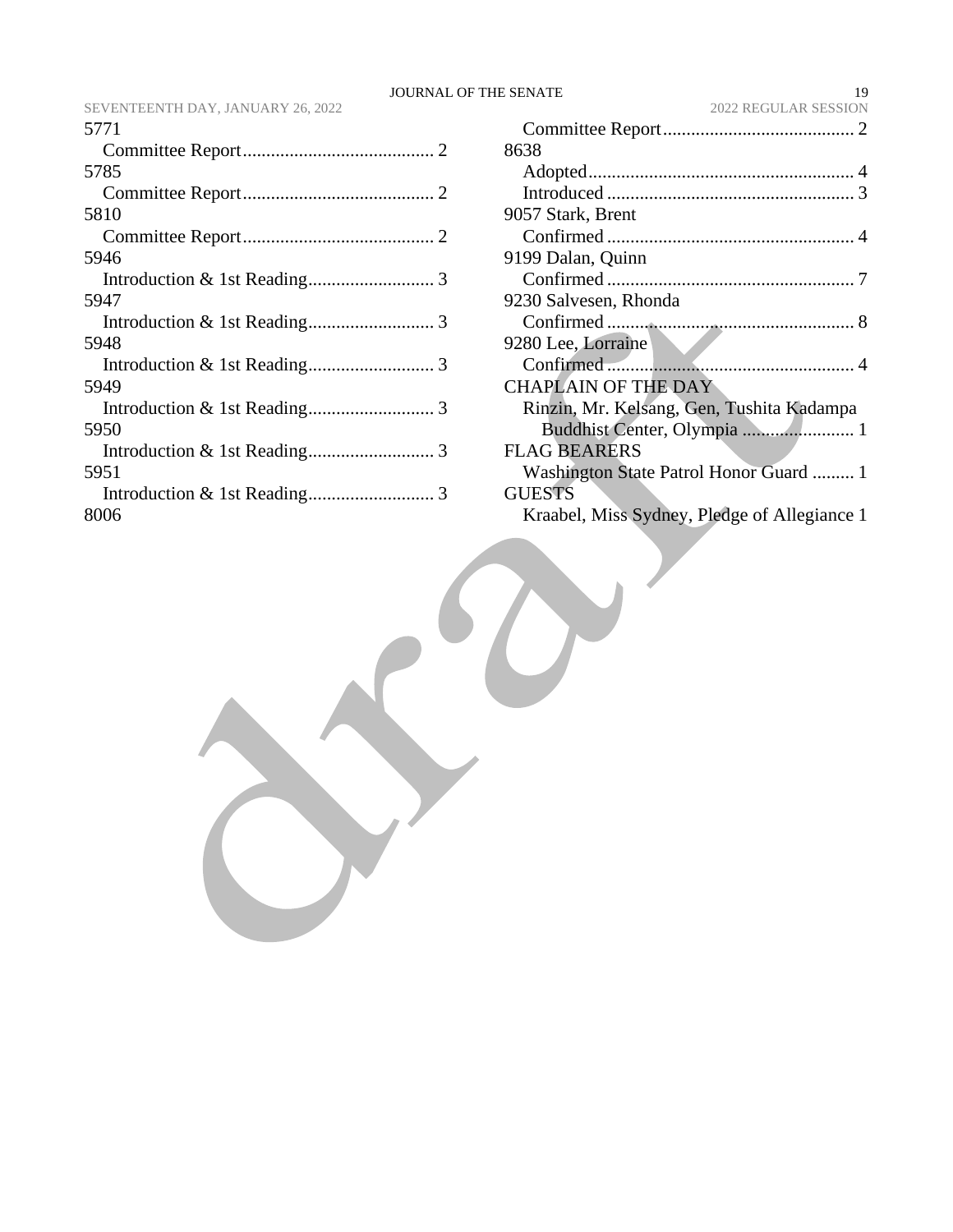5771

Committee Report......................................... 2

5785

Committee Report......................................... 2

5810

Committee Report......................................... 2

5946

Introduction & 1st Reading........................... 3

5947

Introduction & 1st Reading........................... 3

5948

Introduction & 1st Reading........................... 3

5949

Introduction & 1st Reading........................... 3

5950

Introduction & 1st Reading........................... 3

5951

Introduction & 1st Reading........................... 3

8006

Committee Report......................................... 2

8638

Adopted......................................................... 4

Introduced ..................................................... 3

9057 Stark, Brent

Confirmed ..................................................... 4

9199 Dalan, Quinn

Confirmed ..................................................... 7

9230 Salvesen, Rhonda

Confirmed ..................................................... 8

9280 Lee, Lorraine

Confirmed ..................................................... 4

CHAPLAIN OF THE DAY

Rinzin, Mr. Kelsang, Gen, Tushita Kadampa Buddhist Center, Olympia ........................ 1

FLAG BEARERS

Washington State Patrol Honor Guard ......... 1

GUESTS

Kraabel, Miss Sydney, Pledge of Allegiance 1